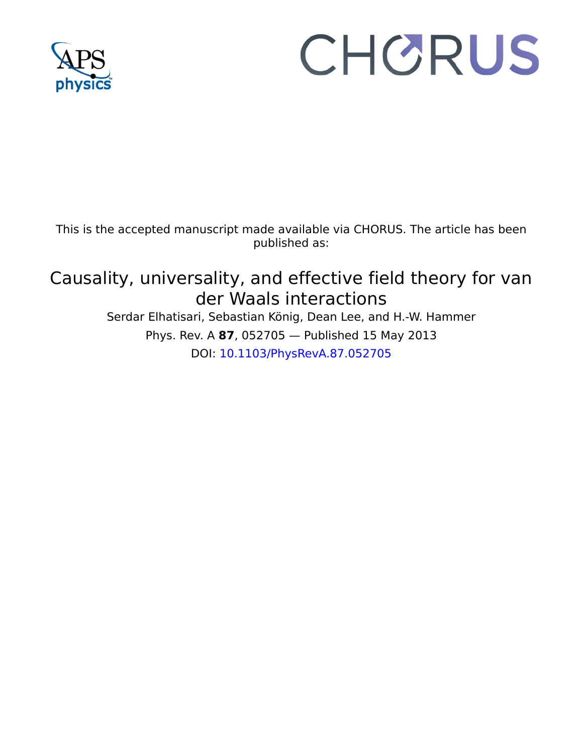This is the accepted manuscript made available via CHORUS. The article has been published as:

# Causality, universality, and effective field theory for van der Waals interactions

Serdar Elhatisari, Sebastian König, Dean Lee, and H.-W. Hammer

Phys. Rev. A **87**, 052705 — Published 15 May 2013

DOI: 10.1103/PhysRevA.87.052705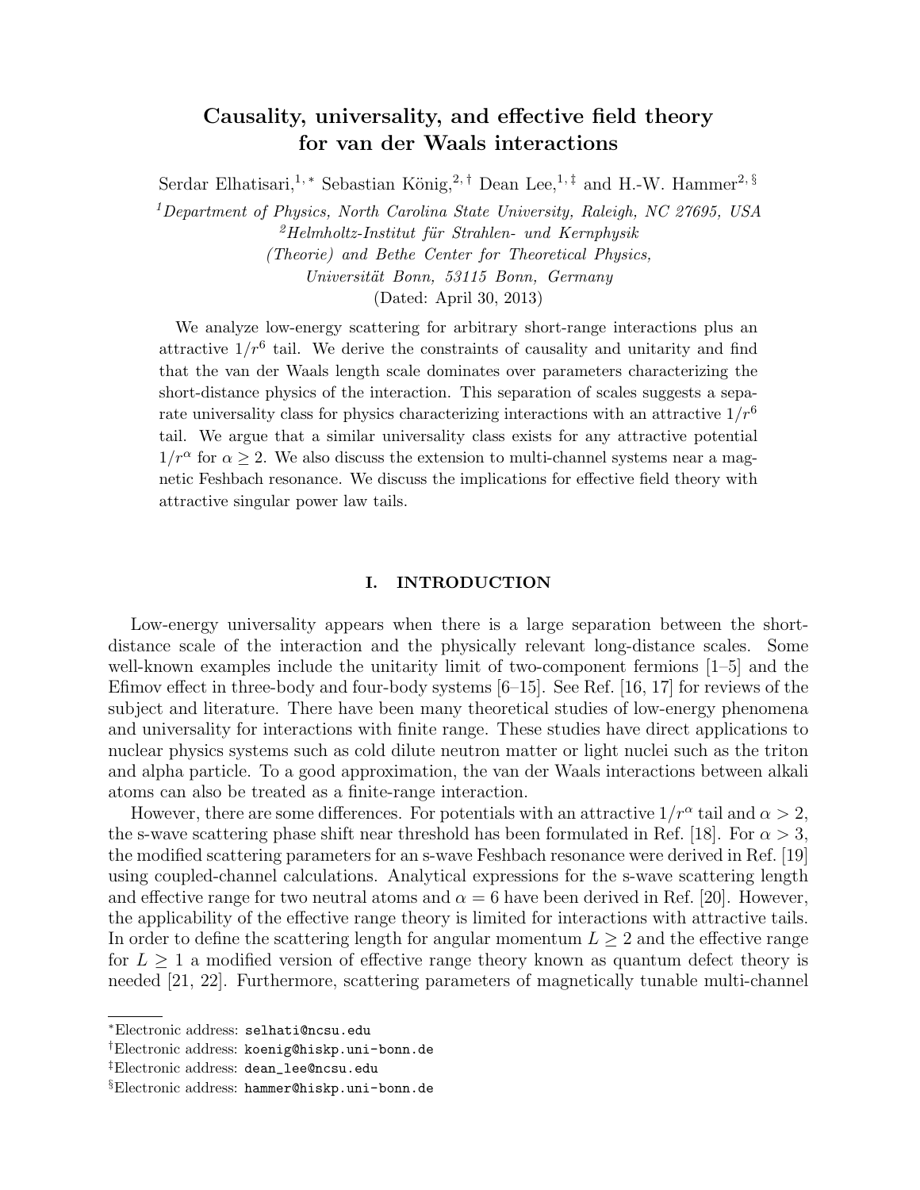# Causality, universality, and effective field theory for van der Waals interactions

Serdar Elhatisari,[1,*] Sebastian König,[2,†] Dean Lee,[1,‡] and H.-W. Hammer[2,§]

[1] *Department of Physics, North Carolina State University, Raleigh, NC 27695, USA*
[2] *Helmholtz-Institut für Strahlen- und Kernphysik (Theorie) and Bethe Center for Theoretical Physics, Universität Bonn, 53115 Bonn, Germany*

(Dated: April 30, 2013)

We analyze low-energy scattering for arbitrary short-range interactions plus an attractive $1/r^6$ tail. We derive the constraints of causality and unitarity and find that the van der Waals length scale dominates over parameters characterizing the short-distance physics of the interaction. This separation of scales suggests a separate universality class for physics characterizing interactions with an attractive $1/r^6$ tail. We argue that a similar universality class exists for any attractive potential $1/r^\alpha$ for $\alpha \geq 2$. We also discuss the extension to multi-channel systems near a magnetic Feshbach resonance. We discuss the implications for effective field theory with attractive singular power law tails.

## I. INTRODUCTION

Low-energy universality appears when there is a large separation between the short-distance scale of the interaction and the physically relevant long-distance scales. Some well-known examples include the unitarity limit of two-component fermions [1–5] and the Efimov effect in three-body and four-body systems [6–15]. See Ref. [16, 17] for reviews of the subject and literature. There have been many theoretical studies of low-energy phenomena and universality for interactions with finite range. These studies have direct applications to nuclear physics systems such as cold dilute neutron matter or light nuclei such as the triton and alpha particle. To a good approximation, the van der Waals interactions between alkali atoms can also be treated as a finite-range interaction.

However, there are some differences. For potentials with an attractive $1/r^\alpha$ tail and $\alpha > 2$, the s-wave scattering phase shift near threshold has been formulated in Ref. [18]. For $\alpha > 3$, the modified scattering parameters for an s-wave Feshbach resonance were derived in Ref. [19] using coupled-channel calculations. Analytical expressions for the s-wave scattering length and effective range for two neutral atoms and $\alpha = 6$ have been derived in Ref. [20]. However, the applicability of the effective range theory is limited for interactions with attractive tails. In order to define the scattering length for angular momentum $L \geq 2$ and the effective range for $L \geq 1$ a modified version of effective range theory known as quantum defect theory is needed [21, 22]. Furthermore, scattering parameters of magnetically tunable multi-channel

---

[*] Electronic address: selhati@ncsu.edu
[†] Electronic address: koenig@hiskp.uni-bonn.de
[‡] Electronic address: dean_lee@ncsu.edu
[§] Electronic address: hammer@hiskp.uni-bonn.de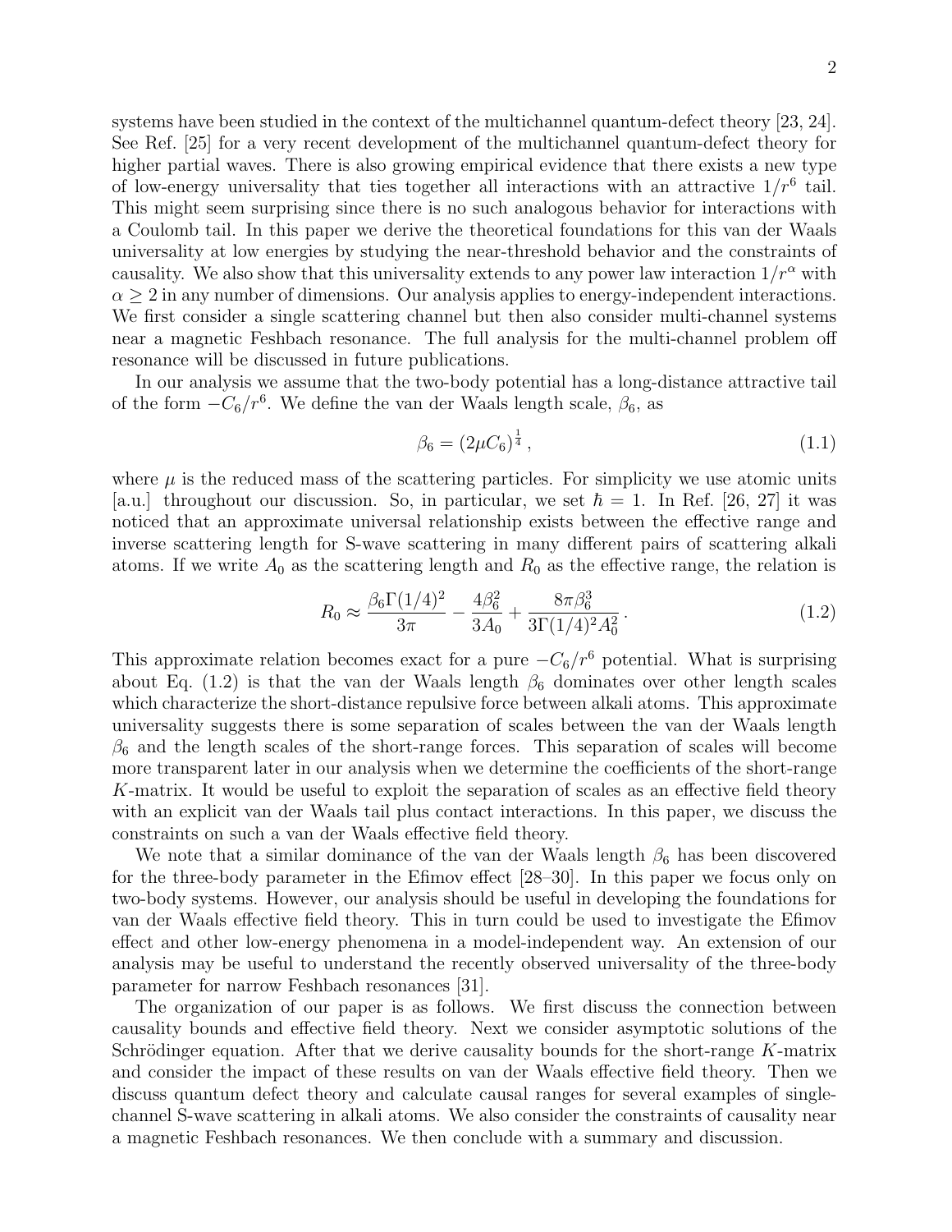systems have been studied in the context of the multichannel quantum-defect theory [23, 24]. See Ref. [25] for a very recent development of the multichannel quantum-defect theory for higher partial waves. There is also growing empirical evidence that there exists a new type of low-energy universality that ties together all interactions with an attractive $1/r^6$ tail. This might seem surprising since there is no such analogous behavior for interactions with a Coulomb tail. In this paper we derive the theoretical foundations for this van der Waals universality at low energies by studying the near-threshold behavior and the constraints of causality. We also show that this universality extends to any power law interaction $1/r^\alpha$ with $\alpha \geq 2$ in any number of dimensions. Our analysis applies to energy-independent interactions. We first consider a single scattering channel but then also consider multi-channel systems near a magnetic Feshbach resonance. The full analysis for the multi-channel problem off resonance will be discussed in future publications.

In our analysis we assume that the two-body potential has a long-distance attractive tail of the form $-C_6/r^6$. We define the van der Waals length scale, $\beta_6$, as

$$\beta_6 = (2\mu C_6)^{\frac{1}{4}}\,, \tag{1.1}$$

where $\mu$ is the reduced mass of the scattering particles. For simplicity we use atomic units [a.u.] throughout our discussion. So, in particular, we set $\hbar = 1$. In Ref. [26, 27] it was noticed that an approximate universal relationship exists between the effective range and inverse scattering length for S-wave scattering in many different pairs of scattering alkali atoms. If we write $A_0$ as the scattering length and $R_0$ as the effective range, the relation is

$$R_0 \approx \frac{\beta_6 \Gamma(1/4)^2}{3\pi} - \frac{4\beta_6^2}{3A_0} + \frac{8\pi\beta_6^3}{3\Gamma(1/4)^2 A_0^2}\,. \tag{1.2}$$

This approximate relation becomes exact for a pure $-C_6/r^6$ potential. What is surprising about Eq. (1.2) is that the van der Waals length $\beta_6$ dominates over other length scales which characterize the short-distance repulsive force between alkali atoms. This approximate universality suggests there is some separation of scales between the van der Waals length $\beta_6$ and the length scales of the short-range forces. This separation of scales will become more transparent later in our analysis when we determine the coefficients of the short-range $K$-matrix. It would be useful to exploit the separation of scales as an effective field theory with an explicit van der Waals tail plus contact interactions. In this paper, we discuss the constraints on such a van der Waals effective field theory.

We note that a similar dominance of the van der Waals length $\beta_6$ has been discovered for the three-body parameter in the Efimov effect [28–30]. In this paper we focus only on two-body systems. However, our analysis should be useful in developing the foundations for van der Waals effective field theory. This in turn could be used to investigate the Efimov effect and other low-energy phenomena in a model-independent way. An extension of our analysis may be useful to understand the recently observed universality of the three-body parameter for narrow Feshbach resonances [31].

The organization of our paper is as follows. We first discuss the connection between causality bounds and effective field theory. Next we consider asymptotic solutions of the Schrödinger equation. After that we derive causality bounds for the short-range $K$-matrix and consider the impact of these results on van der Waals effective field theory. Then we discuss quantum defect theory and calculate causal ranges for several examples of single-channel S-wave scattering in alkali atoms. We also consider the constraints of causality near a magnetic Feshbach resonances. We then conclude with a summary and discussion.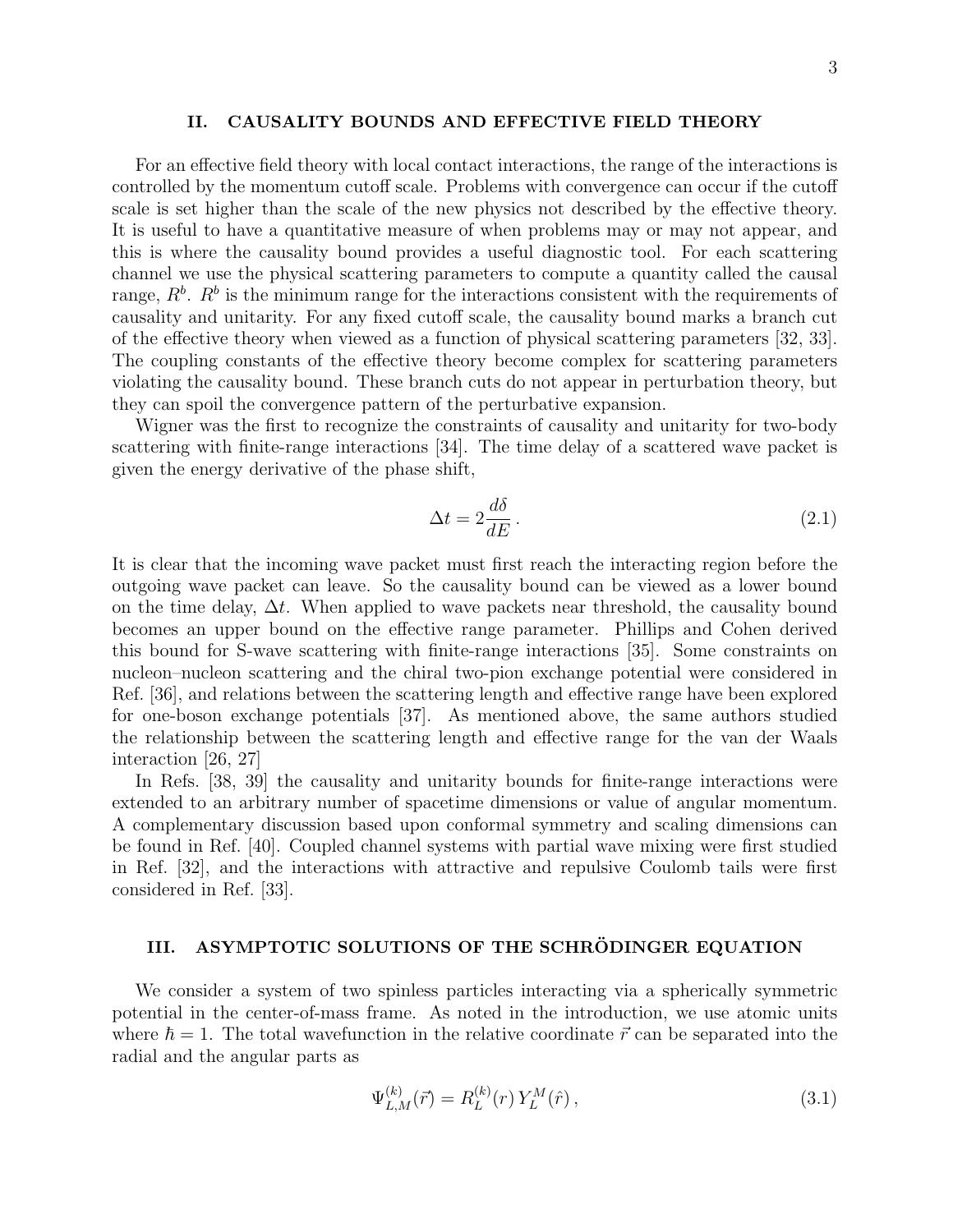## II. CAUSALITY BOUNDS AND EFFECTIVE FIELD THEORY

For an effective field theory with local contact interactions, the range of the interactions is controlled by the momentum cutoff scale. Problems with convergence can occur if the cutoff scale is set higher than the scale of the new physics not described by the effective theory. It is useful to have a quantitative measure of when problems may or may not appear, and this is where the causality bound provides a useful diagnostic tool. For each scattering channel we use the physical scattering parameters to compute a quantity called the causal range, $R^b$. $R^b$ is the minimum range for the interactions consistent with the requirements of causality and unitarity. For any fixed cutoff scale, the causality bound marks a branch cut of the effective theory when viewed as a function of physical scattering parameters [32, 33]. The coupling constants of the effective theory become complex for scattering parameters violating the causality bound. These branch cuts do not appear in perturbation theory, but they can spoil the convergence pattern of the perturbative expansion.

Wigner was the first to recognize the constraints of causality and unitarity for two-body scattering with finite-range interactions [34]. The time delay of a scattered wave packet is given the energy derivative of the phase shift,

$$\Delta t = 2\frac{d\delta}{dE}\,. \tag{2.1}$$

It is clear that the incoming wave packet must first reach the interacting region before the outgoing wave packet can leave. So the causality bound can be viewed as a lower bound on the time delay, $\Delta t$. When applied to wave packets near threshold, the causality bound becomes an upper bound on the effective range parameter. Phillips and Cohen derived this bound for S-wave scattering with finite-range interactions [35]. Some constraints on nucleon–nucleon scattering and the chiral two-pion exchange potential were considered in Ref. [36], and relations between the scattering length and effective range have been explored for one-boson exchange potentials [37]. As mentioned above, the same authors studied the relationship between the scattering length and effective range for the van der Waals interaction [26, 27]

In Refs. [38, 39] the causality and unitarity bounds for finite-range interactions were extended to an arbitrary number of spacetime dimensions or value of angular momentum. A complementary discussion based upon conformal symmetry and scaling dimensions can be found in Ref. [40]. Coupled channel systems with partial wave mixing were first studied in Ref. [32], and the interactions with attractive and repulsive Coulomb tails were first considered in Ref. [33].

## III. ASYMPTOTIC SOLUTIONS OF THE SCHRÖDINGER EQUATION

We consider a system of two spinless particles interacting via a spherically symmetric potential in the center-of-mass frame. As noted in the introduction, we use atomic units where $\hbar = 1$. The total wavefunction in the relative coordinate $\vec{r}$ can be separated into the radial and the angular parts as

$$\Psi^{(k)}_{L,M}(\vec{r}) = R^{(k)}_L(r)\,Y^M_L(\hat{r})\,, \tag{3.1}$$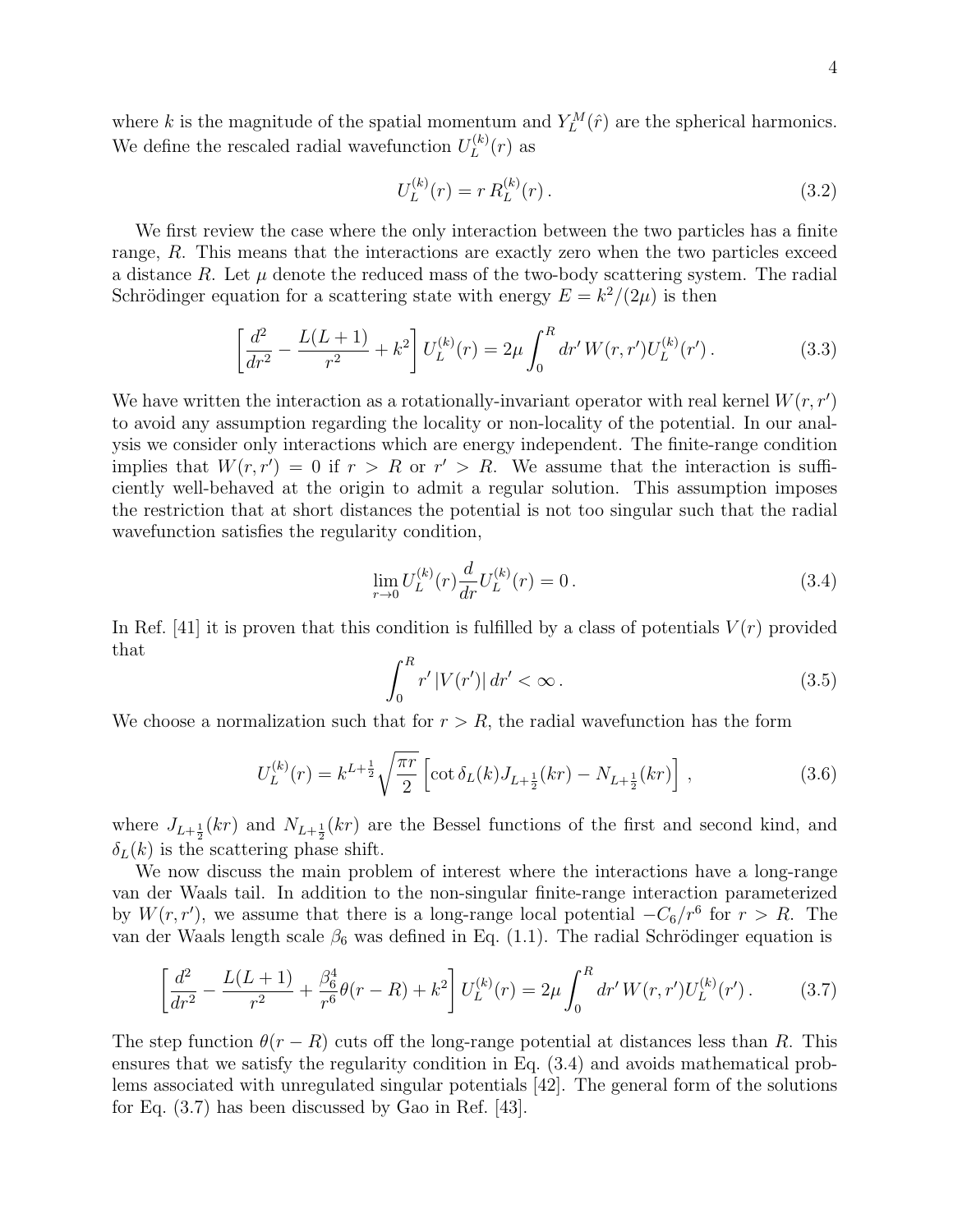where $k$ is the magnitude of the spatial momentum and $Y_L^M(\hat{r})$ are the spherical harmonics. We define the rescaled radial wavefunction $U_L^{(k)}(r)$ as

$$U_L^{(k)}(r) = r\, R_L^{(k)}(r)\,. \tag{3.2}$$

We first review the case where the only interaction between the two particles has a finite range, $R$. This means that the interactions are exactly zero when the two particles exceed a distance $R$. Let $\mu$ denote the reduced mass of the two-body scattering system. The radial Schrödinger equation for a scattering state with energy $E = k^2/(2\mu)$ is then

$$\left[\frac{d^2}{dr^2} - \frac{L(L+1)}{r^2} + k^2\right] U_L^{(k)}(r) = 2\mu \int_0^R dr'\, W(r,r') U_L^{(k)}(r')\,. \tag{3.3}$$

We have written the interaction as a rotationally-invariant operator with real kernel $W(r,r')$ to avoid any assumption regarding the locality or non-locality of the potential. In our analysis we consider only interactions which are energy independent. The finite-range condition implies that $W(r,r') = 0$ if $r > R$ or $r' > R$. We assume that the interaction is sufficiently well-behaved at the origin to admit a regular solution. This assumption imposes the restriction that at short distances the potential is not too singular such that the radial wavefunction satisfies the regularity condition,

$$\lim_{r\to 0} U_L^{(k)}(r) \frac{d}{dr} U_L^{(k)}(r) = 0\,. \tag{3.4}$$

In Ref. [41] it is proven that this condition is fulfilled by a class of potentials $V(r)$ provided that

$$\int_0^R r'\, |V(r')|\, dr' < \infty\,. \tag{3.5}$$

We choose a normalization such that for $r > R$, the radial wavefunction has the form

$$U_L^{(k)}(r) = k^{L+\frac{1}{2}} \sqrt{\frac{\pi r}{2}} \left[\cot\delta_L(k) J_{L+\frac{1}{2}}(kr) - N_{L+\frac{1}{2}}(kr)\right]\,, \tag{3.6}$$

where $J_{L+\frac{1}{2}}(kr)$ and $N_{L+\frac{1}{2}}(kr)$ are the Bessel functions of the first and second kind, and $\delta_L(k)$ is the scattering phase shift.

We now discuss the main problem of interest where the interactions have a long-range van der Waals tail. In addition to the non-singular finite-range interaction parameterized by $W(r,r')$, we assume that there is a long-range local potential $-C_6/r^6$ for $r > R$. The van der Waals length scale $\beta_6$ was defined in Eq. (1.1). The radial Schrödinger equation is

$$\left[\frac{d^2}{dr^2} - \frac{L(L+1)}{r^2} + \frac{\beta_6^4}{r^6}\theta(r-R) + k^2\right] U_L^{(k)}(r) = 2\mu \int_0^R dr'\, W(r,r') U_L^{(k)}(r')\,. \tag{3.7}$$

The step function $\theta(r-R)$ cuts off the long-range potential at distances less than $R$. This ensures that we satisfy the regularity condition in Eq. (3.4) and avoids mathematical problems associated with unregulated singular potentials [42]. The general form of the solutions for Eq. (3.7) has been discussed by Gao in Ref. [43].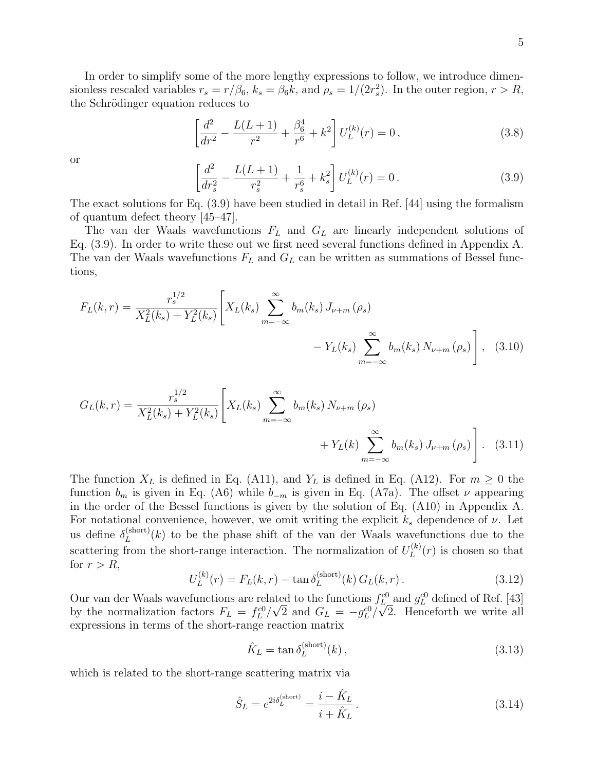In order to simplify some of the more lengthy expressions to follow, we introduce dimensionless rescaled variables $r_s = r/\beta_6$, $k_s = \beta_6 k$, and $\rho_s = 1/(2r_s^2)$. In the outer region, $r > R$, the Schrödinger equation reduces to

$$\left[\frac{d^2}{dr^2} - \frac{L(L+1)}{r^2} + \frac{\beta_6^4}{r^6} + k^2\right] U_L^{(k)}(r) = 0\,, \tag{3.8}$$

or

$$\left[\frac{d^2}{dr_s^2} - \frac{L(L+1)}{r_s^2} + \frac{1}{r_s^6} + k_s^2\right] U_L^{(k)}(r) = 0\,. \tag{3.9}$$

The exact solutions for Eq. (3.9) have been studied in detail in Ref. [44] using the formalism of quantum defect theory [45–47].

The van der Waals wavefunctions $F_L$ and $G_L$ are linearly independent solutions of Eq. (3.9). In order to write these out we first need several functions defined in Appendix A. The van der Waals wavefunctions $F_L$ and $G_L$ can be written as summations of Bessel functions,

$$F_L(k,r) = \frac{r_s^{1/2}}{X_L^2(k_s) + Y_L^2(k_s)}\left[X_L(k_s)\sum_{m=-\infty}^{\infty} b_m(k_s)\, J_{\nu+m}\left(\rho_s\right) - Y_L(k_s)\sum_{m=-\infty}^{\infty} b_m(k_s)\, N_{\nu+m}\left(\rho_s\right)\right], \tag{3.10}$$

$$G_L(k,r) = \frac{r_s^{1/2}}{X_L^2(k_s) + Y_L^2(k_s)}\left[X_L(k_s)\sum_{m=-\infty}^{\infty} b_m(k_s)\, N_{\nu+m}\left(\rho_s\right) + Y_L(k)\sum_{m=-\infty}^{\infty} b_m(k_s)\, J_{\nu+m}\left(\rho_s\right)\right]. \tag{3.11}$$

The function $X_L$ is defined in Eq. (A11), and $Y_L$ is defined in Eq. (A12). For $m \geq 0$ the function $b_m$ is given in Eq. (A6) while $b_{-m}$ is given in Eq. (A7a). The offset $\nu$ appearing in the order of the Bessel functions is given by the solution of Eq. (A10) in Appendix A. For notational convenience, however, we omit writing the explicit $k_s$ dependence of $\nu$. Let us define $\delta_L^{(\text{short})}(k)$ to be the phase shift of the van der Waals wavefunctions due to the scattering from the short-range interaction. The normalization of $U_L^{(k)}(r)$ is chosen so that for $r > R$,

$$U_L^{(k)}(r) = F_L(k,r) - \tan\delta_L^{(\text{short})}(k)\, G_L(k,r)\,. \tag{3.12}$$

Our van der Waals wavefunctions are related to the functions $f_L^{c0}$ and $g_L^{c0}$ defined of Ref. [43] by the normalization factors $F_L = f_L^{c0}/\sqrt{2}$ and $G_L = -g_L^{c0}/\sqrt{2}$. Henceforth we write all expressions in terms of the short-range reaction matrix

$$\hat{K}_L = \tan\delta_L^{(\text{short})}(k)\,, \tag{3.13}$$

which is related to the short-range scattering matrix via

$$\hat{S}_L = e^{2i\delta_L^{(\text{short})}} = \frac{i - \hat{K}_L}{i + \hat{K}_L}\,. \tag{3.14}$$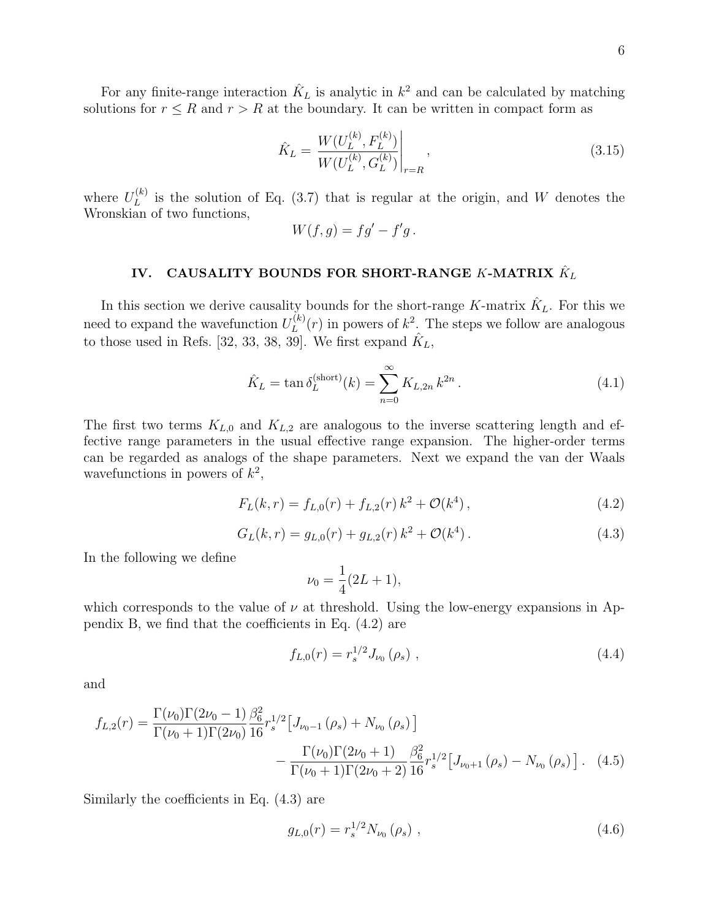For any finite-range interaction $\hat{K}_L$ is analytic in $k^2$ and can be calculated by matching solutions for $r \leq R$ and $r > R$ at the boundary. It can be written in compact form as

$$\hat{K}_L = \left. \frac{W(U_L^{(k)}, F_L^{(k)})}{W(U_L^{(k)}, G_L^{(k)})} \right|_{r=R}, \tag{3.15}$$

where $U_L^{(k)}$ is the solution of Eq. (3.7) that is regular at the origin, and $W$ denotes the Wronskian of two functions,

$$W(f, g) = fg' - f'g\,.$$

## IV. CAUSALITY BOUNDS FOR SHORT-RANGE $K$-MATRIX $\hat{K}_L$

In this section we derive causality bounds for the short-range $K$-matrix $\hat{K}_L$. For this we need to expand the wavefunction $U_L^{(k)}(r)$ in powers of $k^2$. The steps we follow are analogous to those used in Refs. [32, 33, 38, 39]. We first expand $\hat{K}_L$,

$$\hat{K}_L = \tan \delta_L^{(\mathrm{short})}(k) = \sum_{n=0}^{\infty} K_{L,2n}\, k^{2n}\,. \tag{4.1}$$

The first two terms $K_{L,0}$ and $K_{L,2}$ are analogous to the inverse scattering length and effective range parameters in the usual effective range expansion. The higher-order terms can be regarded as analogs of the shape parameters. Next we expand the van der Waals wavefunctions in powers of $k^2$,

$$F_L(k, r) = f_{L,0}(r) + f_{L,2}(r)\, k^2 + \mathcal{O}(k^4)\,, \tag{4.2}$$

$$G_L(k, r) = g_{L,0}(r) + g_{L,2}(r)\, k^2 + \mathcal{O}(k^4)\,. \tag{4.3}$$

In the following we define

$$\nu_0 = \frac{1}{4}(2L+1),$$

which corresponds to the value of $\nu$ at threshold. Using the low-energy expansions in Appendix B, we find that the coefficients in Eq. (4.2) are

$$f_{L,0}(r) = r_s^{1/2} J_{\nu_0}\left(\rho_s\right)\,, \tag{4.4}$$

and

$$f_{L,2}(r) = \frac{\Gamma(\nu_0)\Gamma(2\nu_0 - 1)}{\Gamma(\nu_0+1)\Gamma(2\nu_0)} \frac{\beta_6^2}{16} r_s^{1/2} \big[ J_{\nu_0 - 1}\left(\rho_s\right) + N_{\nu_0}\left(\rho_s\right) \big] - \frac{\Gamma(\nu_0)\Gamma(2\nu_0 + 1)}{\Gamma(\nu_0+1)\Gamma(2\nu_0+2)} \frac{\beta_6^2}{16} r_s^{1/2} \big[ J_{\nu_0 + 1}\left(\rho_s\right) - N_{\nu_0}\left(\rho_s\right) \big]\,. \tag{4.5}$$

Similarly the coefficients in Eq. (4.3) are

$$g_{L,0}(r) = r_s^{1/2} N_{\nu_0}\left(\rho_s\right)\,, \tag{4.6}$$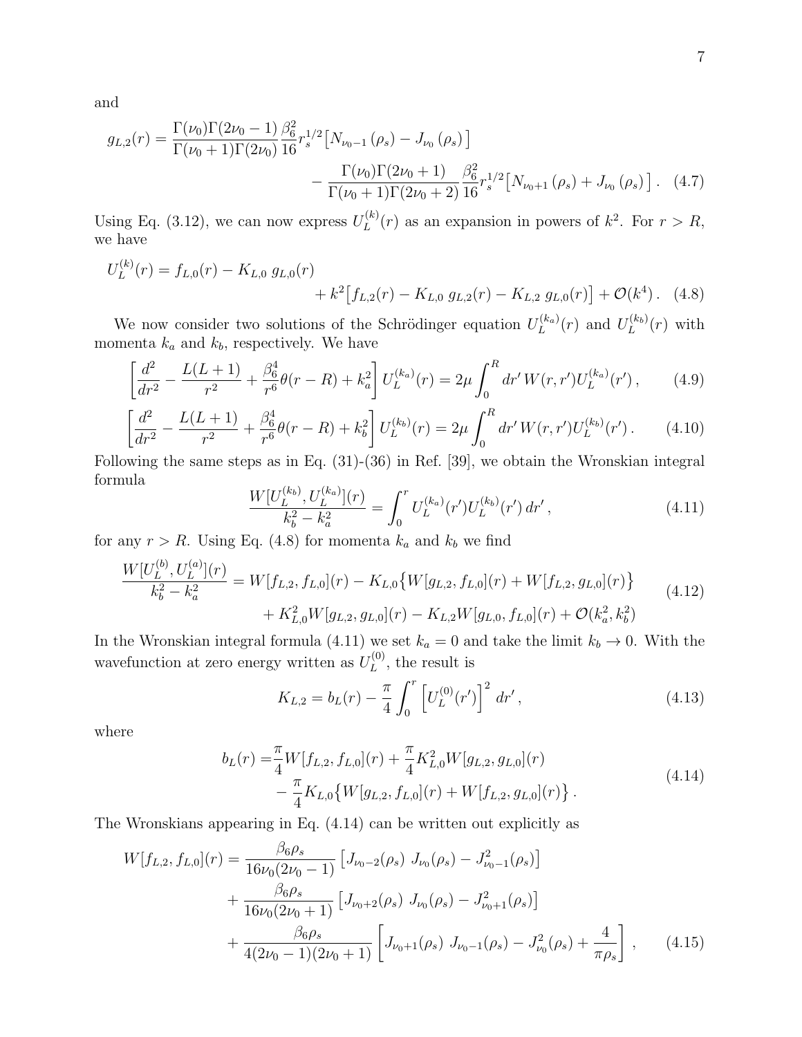and

$$
g_{L,2}(r) = \frac{\Gamma(\nu_0)\Gamma(2\nu_0-1)}{\Gamma(\nu_0+1)\Gamma(2\nu_0)} \frac{\beta_6^2}{16} r_s^{1/2} \big[ N_{\nu_0-1}(\rho_s) - J_{\nu_0}(\rho_s) \big] \\
- \frac{\Gamma(\nu_0)\Gamma(2\nu_0+1)}{\Gamma(\nu_0+1)\Gamma(2\nu_0+2)} \frac{\beta_6^2}{16} r_s^{1/2} \big[ N_{\nu_0+1}(\rho_s) + J_{\nu_0}(\rho_s) \big] . \quad (4.7)
$$

Using Eq. (3.12), we can now express $U_L^{(k)}(r)$ as an expansion in powers of $k^2$. For $r > R$, we have

$$
U_L^{(k)}(r) = f_{L,0}(r) - K_{L,0}\, g_{L,0}(r) \\
+ k^2 \big[ f_{L,2}(r) - K_{L,0}\, g_{L,2}(r) - K_{L,2}\, g_{L,0}(r) \big] + \mathcal{O}(k^4) . \quad (4.8)
$$

We now consider two solutions of the Schrödinger equation $U_L^{(k_a)}(r)$ and $U_L^{(k_b)}(r)$ with momenta $k_a$ and $k_b$, respectively. We have

$$
\left[ \frac{d^2}{dr^2} - \frac{L(L+1)}{r^2} + \frac{\beta_6^4}{r^6}\theta(r-R) + k_a^2 \right] U_L^{(k_a)}(r) = 2\mu \int_0^R dr'\, W(r,r') U_L^{(k_a)}(r') , \quad (4.9)
$$

$$
\left[ \frac{d^2}{dr^2} - \frac{L(L+1)}{r^2} + \frac{\beta_6^4}{r^6}\theta(r-R) + k_b^2 \right] U_L^{(k_b)}(r) = 2\mu \int_0^R dr'\, W(r,r') U_L^{(k_b)}(r') . \quad (4.10)
$$

Following the same steps as in Eq. (31)-(36) in Ref. [39], we obtain the Wronskian integral formula

$$
\frac{W[U_L^{(k_b)}, U_L^{(k_a)}](r)}{k_b^2 - k_a^2} = \int_0^r U_L^{(k_a)}(r') U_L^{(k_b)}(r')\, dr' , \quad (4.11)
$$

for any $r > R$. Using Eq. (4.8) for momenta $k_a$ and $k_b$ we find

$$
\frac{W[U_L^{(b)}, U_L^{(a)}](r)}{k_b^2 - k_a^2} = W[f_{L,2}, f_{L,0}](r) - K_{L,0} \big\{ W[g_{L,2}, f_{L,0}](r) + W[f_{L,2}, g_{L,0}](r) \big\} \\
+ K_{L,0}^2 W[g_{L,2}, g_{L,0}](r) - K_{L,2} W[g_{L,0}, f_{L,0}](r) + \mathcal{O}(k_a^2, k_b^2) \quad (4.12)
$$

In the Wronskian integral formula (4.11) we set $k_a = 0$ and take the limit $k_b \to 0$. With the wavefunction at zero energy written as $U_L^{(0)}$, the result is

$$
K_{L,2} = b_L(r) - \frac{\pi}{4} \int_0^r \left[ U_L^{(0)}(r') \right]^2 dr' , \quad (4.13)
$$

where

$$
b_L(r) = \frac{\pi}{4} W[f_{L,2}, f_{L,0}](r) + \frac{\pi}{4} K_{L,0}^2 W[g_{L,2}, g_{L,0}](r) \\
- \frac{\pi}{4} K_{L,0} \big\{ W[g_{L,2}, f_{L,0}](r) + W[f_{L,2}, g_{L,0}](r) \big\} . \quad (4.14)
$$

The Wronskians appearing in Eq. (4.14) can be written out explicitly as

$$
W[f_{L,2}, f_{L,0}](r) = \frac{\beta_6 \rho_s}{16\nu_0(2\nu_0 - 1)} \left[ J_{\nu_0-2}(\rho_s)\ J_{\nu_0}(\rho_s) - J_{\nu_0-1}^2(\rho_s) \right] \\
+ \frac{\beta_6 \rho_s}{16\nu_0(2\nu_0 + 1)} \left[ J_{\nu_0+2}(\rho_s)\ J_{\nu_0}(\rho_s) - J_{\nu_0+1}^2(\rho_s) \right] \\
+ \frac{\beta_6 \rho_s}{4(2\nu_0 - 1)(2\nu_0 + 1)} \left[ J_{\nu_0+1}(\rho_s)\ J_{\nu_0-1}(\rho_s) - J_{\nu_0}^2(\rho_s) + \frac{4}{\pi \rho_s} \right] , \quad (4.15)
$$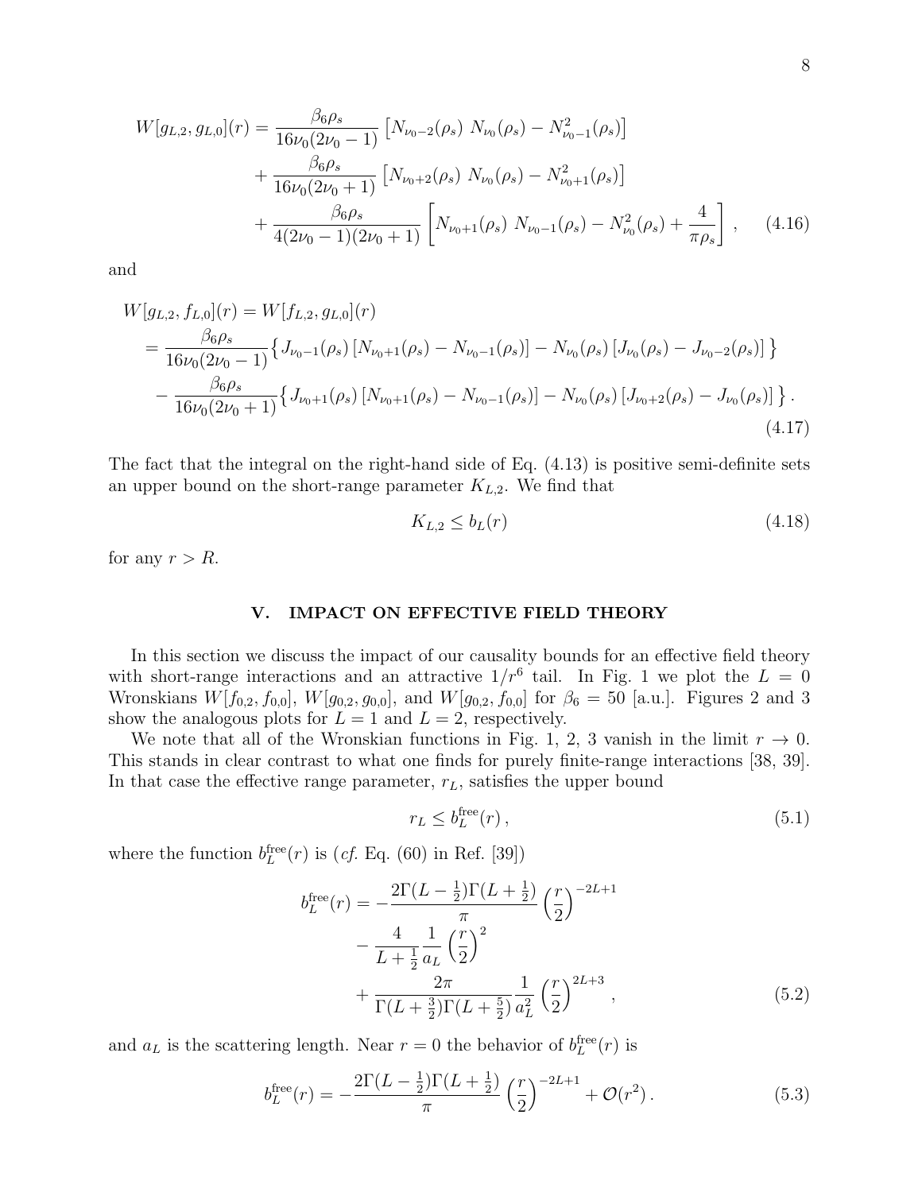$$
\begin{aligned}
W[g_{L,2}, g_{L,0}](r) = & \frac{\beta_6 \rho_s}{16\nu_0(2\nu_0 - 1)} \left[ N_{\nu_0-2}(\rho_s)\ N_{\nu_0}(\rho_s) - N^2_{\nu_0-1}(\rho_s) \right] \\
& + \frac{\beta_6 \rho_s}{16\nu_0(2\nu_0 + 1)} \left[ N_{\nu_0+2}(\rho_s)\ N_{\nu_0}(\rho_s) - N^2_{\nu_0+1}(\rho_s) \right] \\
& + \frac{\beta_6 \rho_s}{4(2\nu_0 - 1)(2\nu_0 + 1)} \left[ N_{\nu_0+1}(\rho_s)\ N_{\nu_0-1}(\rho_s) - N^2_{\nu_0}(\rho_s) + \frac{4}{\pi \rho_s} \right] ,
\end{aligned} \tag{4.16}
$$

and

$$
\begin{aligned}
W[g_{L,2}, f_{L,0}](r) &= W[f_{L,2}, g_{L,0}](r) \\
&= \frac{\beta_6 \rho_s}{16\nu_0(2\nu_0 - 1)} \big\{ J_{\nu_0-1}(\rho_s) \left[ N_{\nu_0+1}(\rho_s) - N_{\nu_0-1}(\rho_s) \right] - N_{\nu_0}(\rho_s) \left[ J_{\nu_0}(\rho_s) - J_{\nu_0-2}(\rho_s) \right] \big\} \\
&\quad - \frac{\beta_6 \rho_s}{16\nu_0(2\nu_0 + 1)} \big\{ J_{\nu_0+1}(\rho_s) \left[ N_{\nu_0+1}(\rho_s) - N_{\nu_0-1}(\rho_s) \right] - N_{\nu_0}(\rho_s) \left[ J_{\nu_0+2}(\rho_s) - J_{\nu_0}(\rho_s) \right] \big\} .
\end{aligned} \tag{4.17}
$$

The fact that the integral on the right-hand side of Eq. (4.13) is positive semi-definite sets an upper bound on the short-range parameter $K_{L,2}$. We find that

$$
K_{L,2} \leq b_L(r) \tag{4.18}
$$

for any $r > R$.

## V. IMPACT ON EFFECTIVE FIELD THEORY

In this section we discuss the impact of our causality bounds for an effective field theory with short-range interactions and an attractive $1/r^6$ tail. In Fig. 1 we plot the $L = 0$ Wronskians $W[f_{0,2}, f_{0,0}]$, $W[g_{0,2}, g_{0,0}]$, and $W[g_{0,2}, f_{0,0}]$ for $\beta_6 = 50$ [a.u.]. Figures 2 and 3 show the analogous plots for $L = 1$ and $L = 2$, respectively.

We note that all of the Wronskian functions in Fig. 1, 2, 3 vanish in the limit $r \to 0$. This stands in clear contrast to what one finds for purely finite-range interactions [38, 39]. In that case the effective range parameter, $r_L$, satisfies the upper bound

$$
r_L \leq b_L^{\text{free}}(r) , \tag{5.1}
$$

where the function $b_L^{\text{free}}(r)$ is (*cf.* Eq. (60) in Ref. [39])

$$
\begin{aligned}
b_L^{\text{free}}(r) = & -\frac{2\Gamma(L - \frac{1}{2})\Gamma(L + \frac{1}{2})}{\pi} \left( \frac{r}{2} \right)^{-2L+1} \\
& - \frac{4}{L + \frac{1}{2}} \frac{1}{a_L} \left( \frac{r}{2} \right)^2 \\
& + \frac{2\pi}{\Gamma(L + \frac{3}{2})\Gamma(L + \frac{5}{2})} \frac{1}{a_L^2} \left( \frac{r}{2} \right)^{2L+3} ,
\end{aligned} \tag{5.2}
$$

and $a_L$ is the scattering length. Near $r = 0$ the behavior of $b_L^{\text{free}}(r)$ is

$$
b_L^{\text{free}}(r) = -\frac{2\Gamma(L - \frac{1}{2})\Gamma(L + \frac{1}{2})}{\pi} \left( \frac{r}{2} \right)^{-2L+1} + \mathcal{O}(r^2) . \tag{5.3}
$$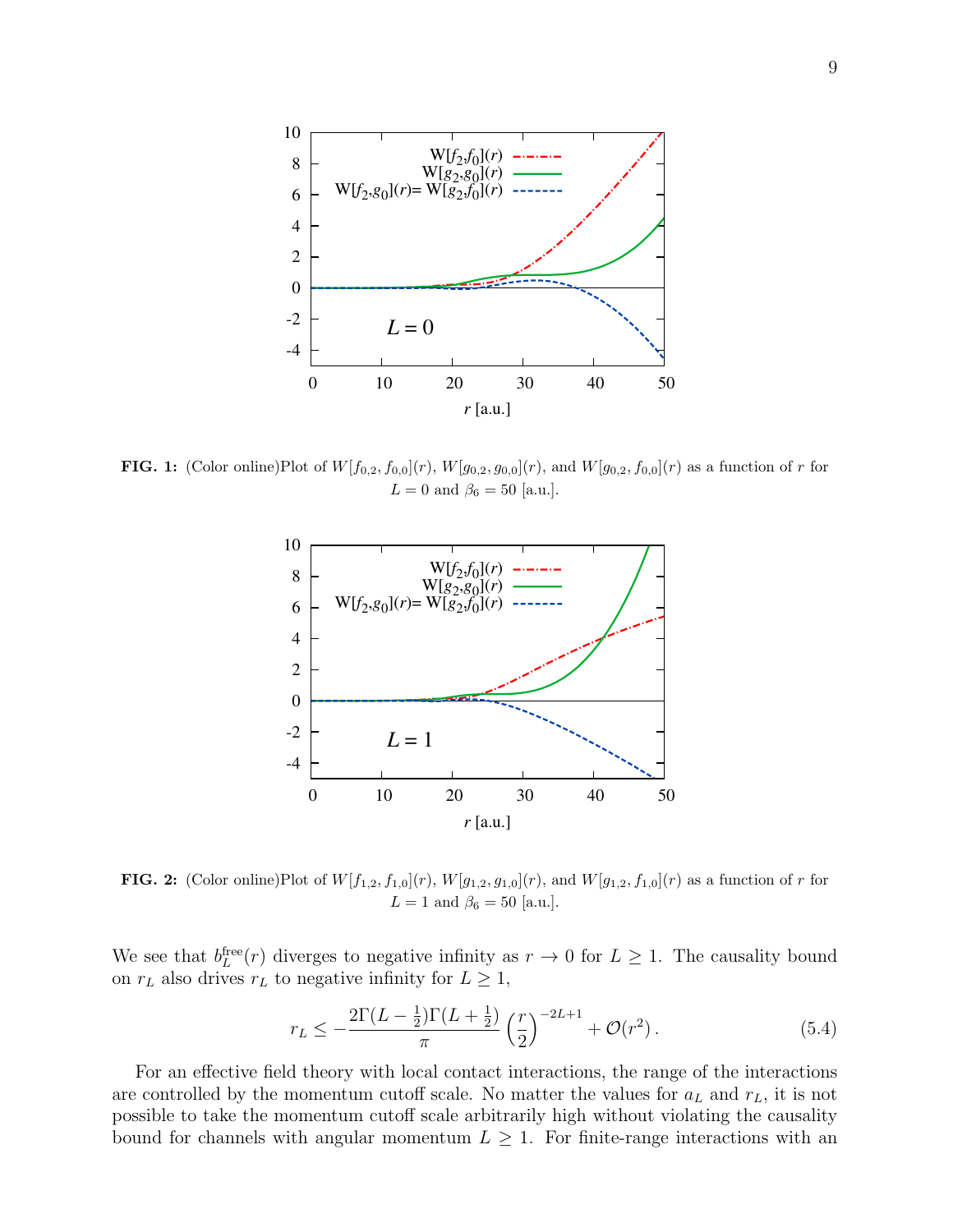**FIG. 1:** (Color online)Plot of $W[f_{0,2}, f_{0,0}](r)$, $W[g_{0,2}, g_{0,0}](r)$, and $W[g_{0,2}, f_{0,0}](r)$ as a function of $r$ for $L = 0$ and $\beta_6 = 50$ [a.u.].

**FIG. 2:** (Color online)Plot of $W[f_{1,2}, f_{1,0}](r)$, $W[g_{1,2}, g_{1,0}](r)$, and $W[g_{1,2}, f_{1,0}](r)$ as a function of $r$ for $L = 1$ and $\beta_6 = 50$ [a.u.].

We see that $b_L^{\rm free}(r)$ diverges to negative infinity as $r \to 0$ for $L \geq 1$. The causality bound on $r_L$ also drives $r_L$ to negative infinity for $L \geq 1$,

$$r_L \leq -\frac{2\Gamma(L-\frac{1}{2})\Gamma(L+\frac{1}{2})}{\pi}\left(\frac{r}{2}\right)^{-2L+1} + \mathcal{O}(r^2)\,. \tag{5.4}$$

For an effective field theory with local contact interactions, the range of the interactions are controlled by the momentum cutoff scale. No matter the values for $a_L$ and $r_L$, it is not possible to take the momentum cutoff scale arbitrarily high without violating the causality bound for channels with angular momentum $L \geq 1$. For finite-range interactions with an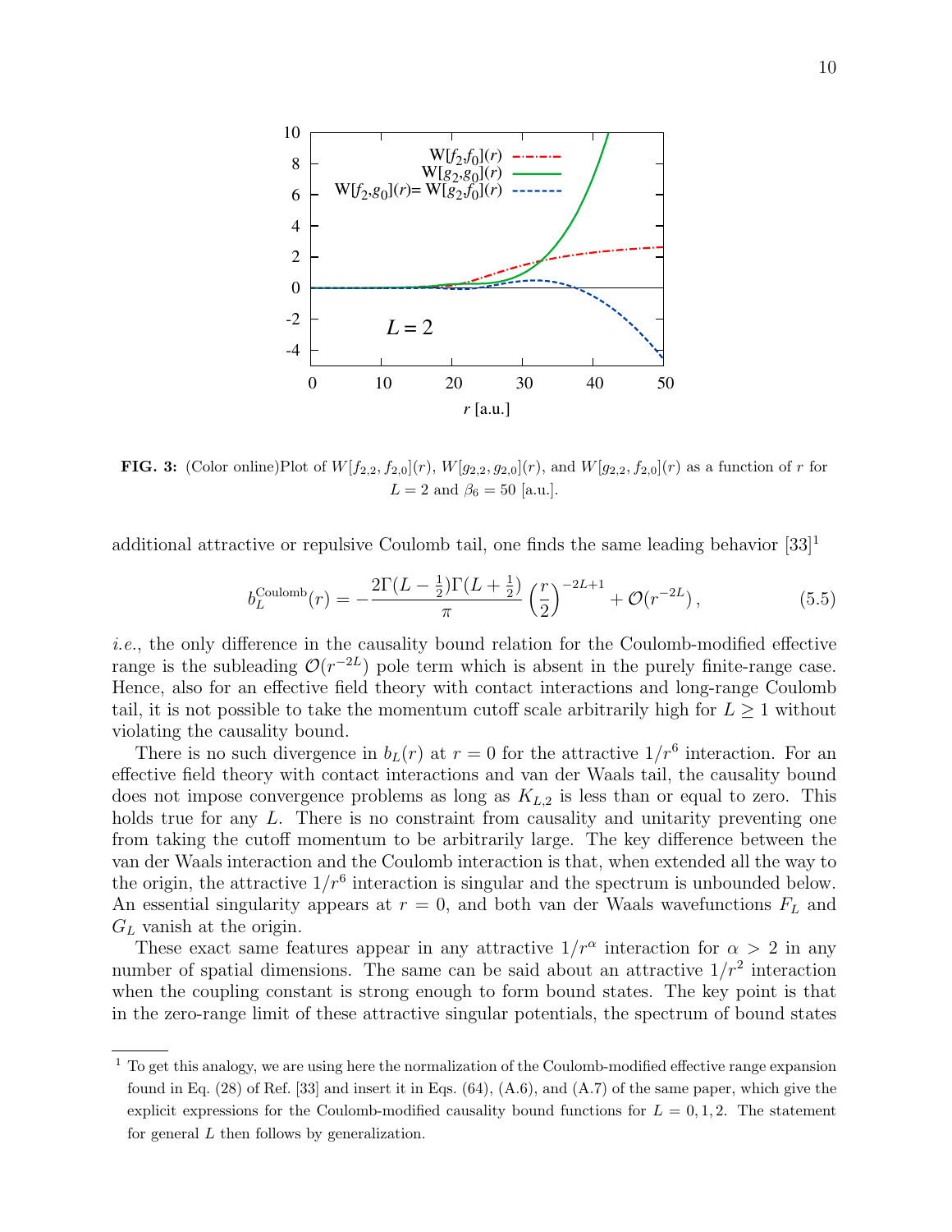**FIG. 3:** (Color online)Plot of $W[f_{2,2}, f_{2,0}](r)$, $W[g_{2,2}, g_{2,0}](r)$, and $W[g_{2,2}, f_{2,0}](r)$ as a function of $r$ for $L = 2$ and $\beta_6 = 50$ [a.u.].

additional attractive or repulsive Coulomb tail, one finds the same leading behavior [33][1]

$$b_L^{\text{Coulomb}}(r) = -\frac{2\Gamma(L-\frac{1}{2})\Gamma(L+\frac{1}{2})}{\pi}\left(\frac{r}{2}\right)^{-2L+1} + \mathcal{O}(r^{-2L})\,, \tag{5.5}$$

*i.e.*, the only difference in the causality bound relation for the Coulomb-modified effective range is the subleading $\mathcal{O}(r^{-2L})$ pole term which is absent in the purely finite-range case. Hence, also for an effective field theory with contact interactions and long-range Coulomb tail, it is not possible to take the momentum cutoff scale arbitrarily high for $L \geq 1$ without violating the causality bound.

There is no such divergence in $b_L(r)$ at $r = 0$ for the attractive $1/r^6$ interaction. For an effective field theory with contact interactions and van der Waals tail, the causality bound does not impose convergence problems as long as $K_{L,2}$ is less than or equal to zero. This holds true for any $L$. There is no constraint from causality and unitarity preventing one from taking the cutoff momentum to be arbitrarily large. The key difference between the van der Waals interaction and the Coulomb interaction is that, when extended all the way to the origin, the attractive $1/r^6$ interaction is singular and the spectrum is unbounded below. An essential singularity appears at $r = 0$, and both van der Waals wavefunctions $F_L$ and $G_L$ vanish at the origin.

These exact same features appear in any attractive $1/r^\alpha$ interaction for $\alpha > 2$ in any number of spatial dimensions. The same can be said about an attractive $1/r^2$ interaction when the coupling constant is strong enough to form bound states. The key point is that in the zero-range limit of these attractive singular potentials, the spectrum of bound states

---

[1] To get this analogy, we are using here the normalization of the Coulomb-modified effective range expansion found in Eq. (28) of Ref. [33] and insert it in Eqs. (64), (A.6), and (A.7) of the same paper, which give the explicit expressions for the Coulomb-modified causality bound functions for $L = 0, 1, 2$. The statement for general $L$ then follows by generalization.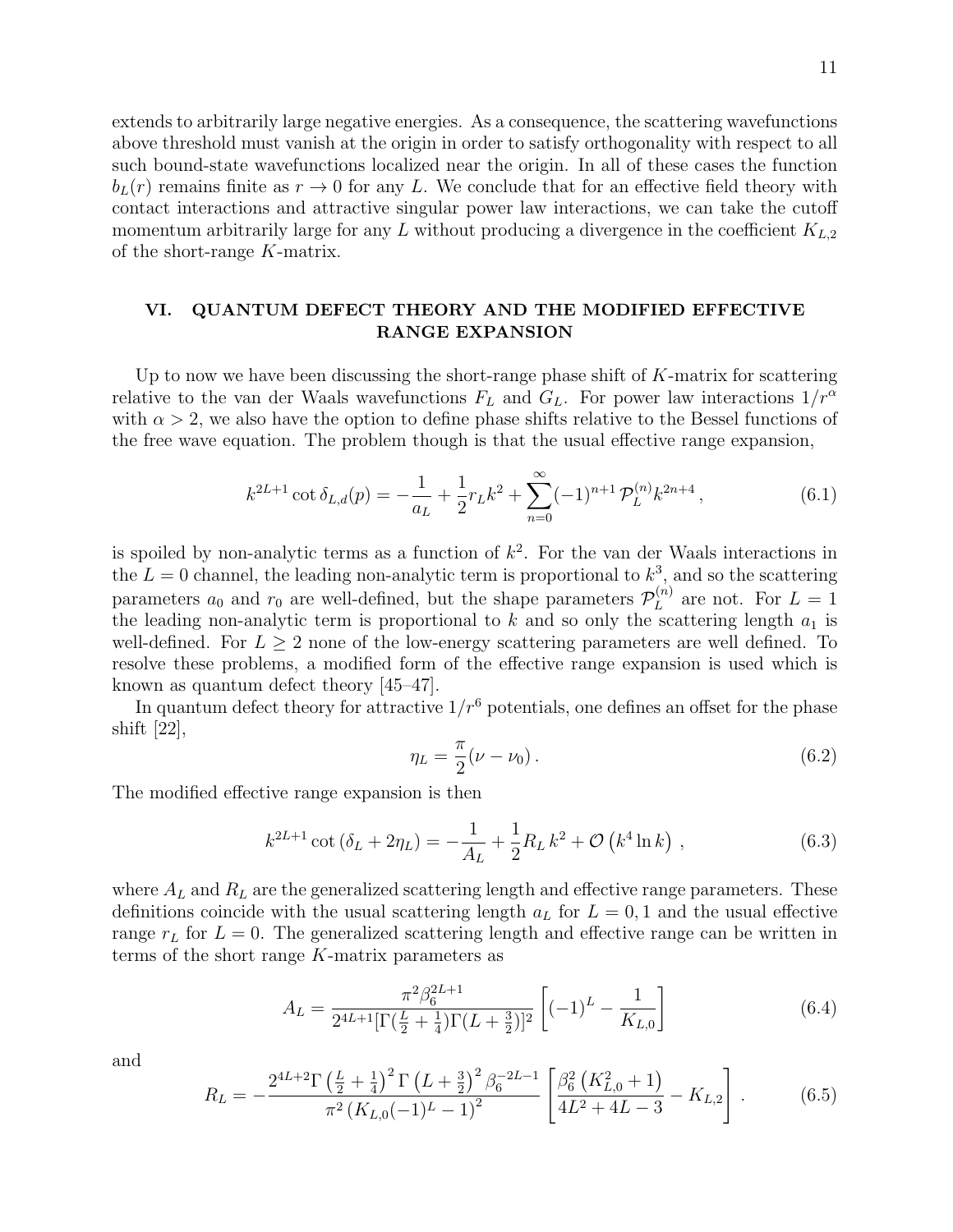extends to arbitrarily large negative energies. As a consequence, the scattering wavefunctions above threshold must vanish at the origin in order to satisfy orthogonality with respect to all such bound-state wavefunctions localized near the origin. In all of these cases the function $b_L(r)$ remains finite as $r \to 0$ for any $L$. We conclude that for an effective field theory with contact interactions and attractive singular power law interactions, we can take the cutoff momentum arbitrarily large for any $L$ without producing a divergence in the coefficient $K_{L,2}$ of the short-range $K$-matrix.

## VI. QUANTUM DEFECT THEORY AND THE MODIFIED EFFECTIVE RANGE EXPANSION

Up to now we have been discussing the short-range phase shift of $K$-matrix for scattering relative to the van der Waals wavefunctions $F_L$ and $G_L$. For power law interactions $1/r^\alpha$ with $\alpha > 2$, we also have the option to define phase shifts relative to the Bessel functions of the free wave equation. The problem though is that the usual effective range expansion,

$$k^{2L+1} \cot \delta_{L,d}(p) = -\frac{1}{a_L} + \frac{1}{2} r_L k^2 + \sum_{n=0}^{\infty} (-1)^{n+1} \mathcal{P}_L^{(n)} k^{2n+4} \,, \tag{6.1}$$

is spoiled by non-analytic terms as a function of $k^2$. For the van der Waals interactions in the $L = 0$ channel, the leading non-analytic term is proportional to $k^3$, and so the scattering parameters $a_0$ and $r_0$ are well-defined, but the shape parameters $\mathcal{P}_L^{(n)}$ are not. For $L = 1$ the leading non-analytic term is proportional to $k$ and so only the scattering length $a_1$ is well-defined. For $L \geq 2$ none of the low-energy scattering parameters are well defined. To resolve these problems, a modified form of the effective range expansion is used which is known as quantum defect theory [45–47].

In quantum defect theory for attractive $1/r^6$ potentials, one defines an offset for the phase shift [22],

$$\eta_L = \frac{\pi}{2}(\nu - \nu_0) \,. \tag{6.2}$$

The modified effective range expansion is then

$$k^{2L+1} \cot \left(\delta_L + 2\eta_L\right) = -\frac{1}{A_L} + \frac{1}{2} R_L \, k^2 + \mathcal{O}\left(k^4 \ln k\right) \,, \tag{6.3}$$

where $A_L$ and $R_L$ are the generalized scattering length and effective range parameters. These definitions coincide with the usual scattering length $a_L$ for $L = 0, 1$ and the usual effective range $r_L$ for $L = 0$. The generalized scattering length and effective range can be written in terms of the short range $K$-matrix parameters as

$$A_L = \frac{\pi^2 \beta_6^{2L+1}}{2^{4L+1} [\Gamma(\frac{L}{2} + \frac{1}{4}) \Gamma(L + \frac{3}{2})]^2} \left[ (-1)^L - \frac{1}{K_{L,0}} \right] \tag{6.4}$$

and

$$R_L = -\frac{2^{4L+2} \Gamma\left(\frac{L}{2} + \frac{1}{4}\right)^2 \Gamma\left(L + \frac{3}{2}\right)^2 \beta_6^{-2L-1}}{\pi^2 \left(K_{L,0}(-1)^L - 1\right)^2} \left[ \frac{\beta_6^2 \left(K_{L,0}^2 + 1\right)}{4L^2 + 4L - 3} - K_{L,2} \right] . \tag{6.5}$$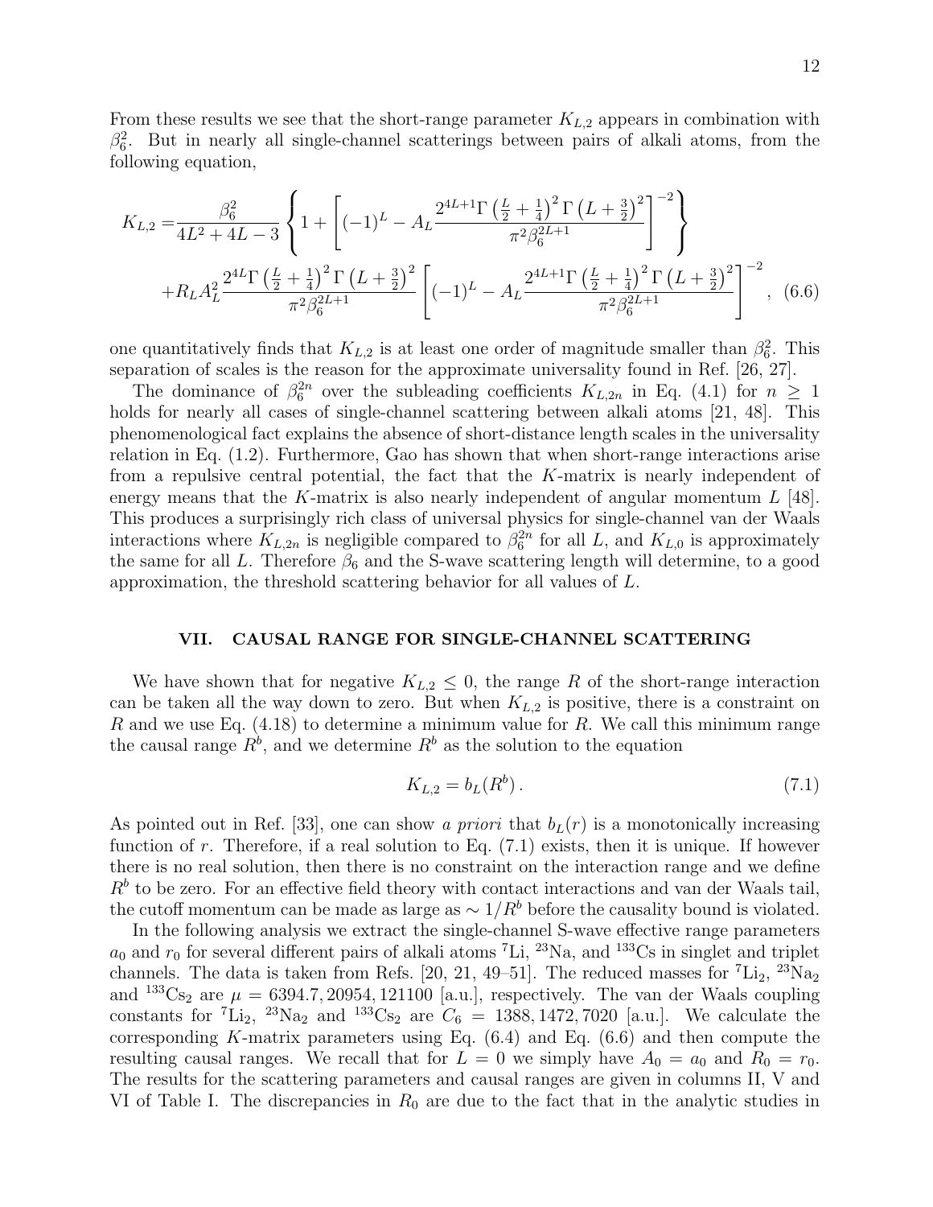From these results we see that the short-range parameter $K_{L,2}$ appears in combination with $\beta_6^2$. But in nearly all single-channel scatterings between pairs of alkali atoms, from the following equation,

$$
\begin{aligned}
K_{L,2} =& \frac{\beta_6^2}{4L^2+4L-3}\left\{1+\left[(-1)^L - A_L\frac{2^{4L+1}\Gamma\left(\frac{L}{2}+\frac{1}{4}\right)^2\Gamma\left(L+\frac{3}{2}\right)^2}{\pi^2\beta_6^{2L+1}}\right]^{-2}\right\} \\
&+R_L A_L^2\frac{2^{4L}\Gamma\left(\frac{L}{2}+\frac{1}{4}\right)^2\Gamma\left(L+\frac{3}{2}\right)^2}{\pi^2\beta_6^{2L+1}}\left[(-1)^L - A_L\frac{2^{4L+1}\Gamma\left(\frac{L}{2}+\frac{1}{4}\right)^2\Gamma\left(L+\frac{3}{2}\right)^2}{\pi^2\beta_6^{2L+1}}\right]^{-2}, \quad (6.6)
\end{aligned}
$$

one quantitatively finds that $K_{L,2}$ is at least one order of magnitude smaller than $\beta_6^2$. This separation of scales is the reason for the approximate universality found in Ref. [26, 27].

The dominance of $\beta_6^{2n}$ over the subleading coefficients $K_{L,2n}$ in Eq. (4.1) for $n \geq 1$ holds for nearly all cases of single-channel scattering between alkali atoms [21, 48]. This phenomenological fact explains the absence of short-distance length scales in the universality relation in Eq. (1.2). Furthermore, Gao has shown that when short-range interactions arise from a repulsive central potential, the fact that the $K$-matrix is nearly independent of energy means that the $K$-matrix is also nearly independent of angular momentum $L$ [48]. This produces a surprisingly rich class of universal physics for single-channel van der Waals interactions where $K_{L,2n}$ is negligible compared to $\beta_6^{2n}$ for all $L$, and $K_{L,0}$ is approximately the same for all $L$. Therefore $\beta_6$ and the S-wave scattering length will determine, to a good approximation, the threshold scattering behavior for all values of $L$.

## VII. CAUSAL RANGE FOR SINGLE-CHANNEL SCATTERING

We have shown that for negative $K_{L,2} \leq 0$, the range $R$ of the short-range interaction can be taken all the way down to zero. But when $K_{L,2}$ is positive, there is a constraint on $R$ and we use Eq. (4.18) to determine a minimum value for $R$. We call this minimum range the causal range $R^b$, and we determine $R^b$ as the solution to the equation

$$
K_{L,2} = b_L(R^b)\,. \quad (7.1)
$$

As pointed out in Ref. [33], one can show *a priori* that $b_L(r)$ is a monotonically increasing function of $r$. Therefore, if a real solution to Eq. (7.1) exists, then it is unique. If however there is no real solution, then there is no constraint on the interaction range and we define $R^b$ to be zero. For an effective field theory with contact interactions and van der Waals tail, the cutoff momentum can be made as large as $\sim 1/R^b$ before the causality bound is violated.

In the following analysis we extract the single-channel S-wave effective range parameters $a_0$ and $r_0$ for several different pairs of alkali atoms $^7$Li, $^{23}$Na, and $^{133}$Cs in singlet and triplet channels. The data is taken from Refs. [20, 21, 49–51]. The reduced masses for $^7$Li$_2$, $^{23}$Na$_2$ and $^{133}$Cs$_2$ are $\mu = 6394.7, 20954, 121100$ [a.u.], respectively. The van der Waals coupling constants for $^7$Li$_2$, $^{23}$Na$_2$ and $^{133}$Cs$_2$ are $C_6 = 1388, 1472, 7020$ [a.u.]. We calculate the corresponding $K$-matrix parameters using Eq. (6.4) and Eq. (6.6) and then compute the resulting causal ranges. We recall that for $L = 0$ we simply have $A_0 = a_0$ and $R_0 = r_0$. The results for the scattering parameters and causal ranges are given in columns II, V and VI of Table I. The discrepancies in $R_0$ are due to the fact that in the analytic studies in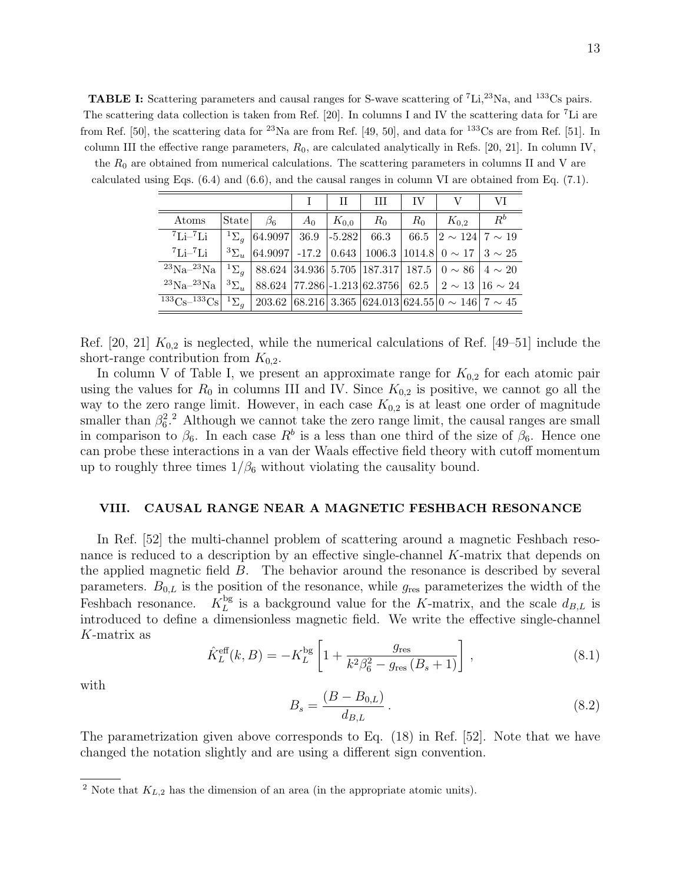**TABLE I:** Scattering parameters and causal ranges for S-wave scattering of $^7$Li,$^{23}$Na, and $^{133}$Cs pairs. The scattering data collection is taken from Ref. [20]. In columns I and IV the scattering data for $^7$Li are from Ref. [50], the scattering data for $^{23}$Na are from Ref. [49, 50], and data for $^{133}$Cs are from Ref. [51]. In column III the effective range parameters, $R_0$, are calculated analytically in Refs. [20, 21]. In column IV, the $R_0$ are obtained from numerical calculations. The scattering parameters in columns II and V are calculated using Eqs. (6.4) and (6.6), and the causal ranges in column VI are obtained from Eq. (7.1).

| | | | I | II | III | IV | V | VI |
|---|---|---|---|---|---|---|---|---|
| Atoms | State | $\beta_6$ | $A_0$ | $K_{0,0}$ | $R_0$ | $R_0$ | $K_{0,2}$ | $R^b$ |
| $^7$Li–$^7$Li | $^1\Sigma_g$ | 64.9097 | 36.9 | -5.282 | 66.3 | 66.5 | $2\sim124$ | $7\sim19$ |
| $^7$Li–$^7$Li | $^3\Sigma_u$ | 64.9097 | -17.2 | 0.643 | 1006.3 | 1014.8 | $0\sim17$ | $3\sim25$ |
| $^{23}$Na–$^{23}$Na | $^1\Sigma_g$ | 88.624 | 34.936 | 5.705 | 187.317 | 187.5 | $0\sim86$ | $4\sim20$ |
| $^{23}$Na–$^{23}$Na | $^3\Sigma_u$ | 88.624 | 77.286 | -1.213 | 62.3756 | 62.5 | $2\sim13$ | $16\sim24$ |
| $^{133}$Cs–$^{133}$Cs | $^1\Sigma_g$ | 203.62 | 68.216 | 3.365 | 624.013 | 624.55 | $0\sim146$ | $7\sim45$ |

Ref. [20, 21] $K_{0,2}$ is neglected, while the numerical calculations of Ref. [49–51] include the short-range contribution from $K_{0,2}$.

In column V of Table I, we present an approximate range for $K_{0,2}$ for each atomic pair using the values for $R_0$ in columns III and IV. Since $K_{0,2}$ is positive, we cannot go all the way to the zero range limit. However, in each case $K_{0,2}$ is at least one order of magnitude smaller than $\beta_6^2$.[2] Although we cannot take the zero range limit, the causal ranges are small in comparison to $\beta_6$. In each case $R^b$ is a less than one third of the size of $\beta_6$. Hence one can probe these interactions in a van der Waals effective field theory with cutoff momentum up to roughly three times $1/\beta_6$ without violating the causality bound.

## VIII. CAUSAL RANGE NEAR A MAGNETIC FESHBACH RESONANCE

In Ref. [52] the multi-channel problem of scattering around a magnetic Feshbach resonance is reduced to a description by an effective single-channel $K$-matrix that depends on the applied magnetic field $B$. The behavior around the resonance is described by several parameters. $B_{0,L}$ is the position of the resonance, while $g_{\rm res}$ parameterizes the width of the Feshbach resonance. $K_L^{\rm bg}$ is a background value for the $K$-matrix, and the scale $d_{B,L}$ is introduced to define a dimensionless magnetic field. We write the effective single-channel $K$-matrix as

$$\hat{K}_L^{\rm eff}(k,B) = -K_L^{\rm bg}\left[1 + \frac{g_{\rm res}}{k^2\beta_6^2 - g_{\rm res}\,(B_s+1)}\right], \tag{8.1}$$

with

$$B_s = \frac{(B - B_{0,L})}{d_{B,L}}\,. \tag{8.2}$$

The parametrization given above corresponds to Eq. (18) in Ref. [52]. Note that we have changed the notation slightly and are using a different sign convention.

[2] Note that $K_{L,2}$ has the dimension of an area (in the appropriate atomic units).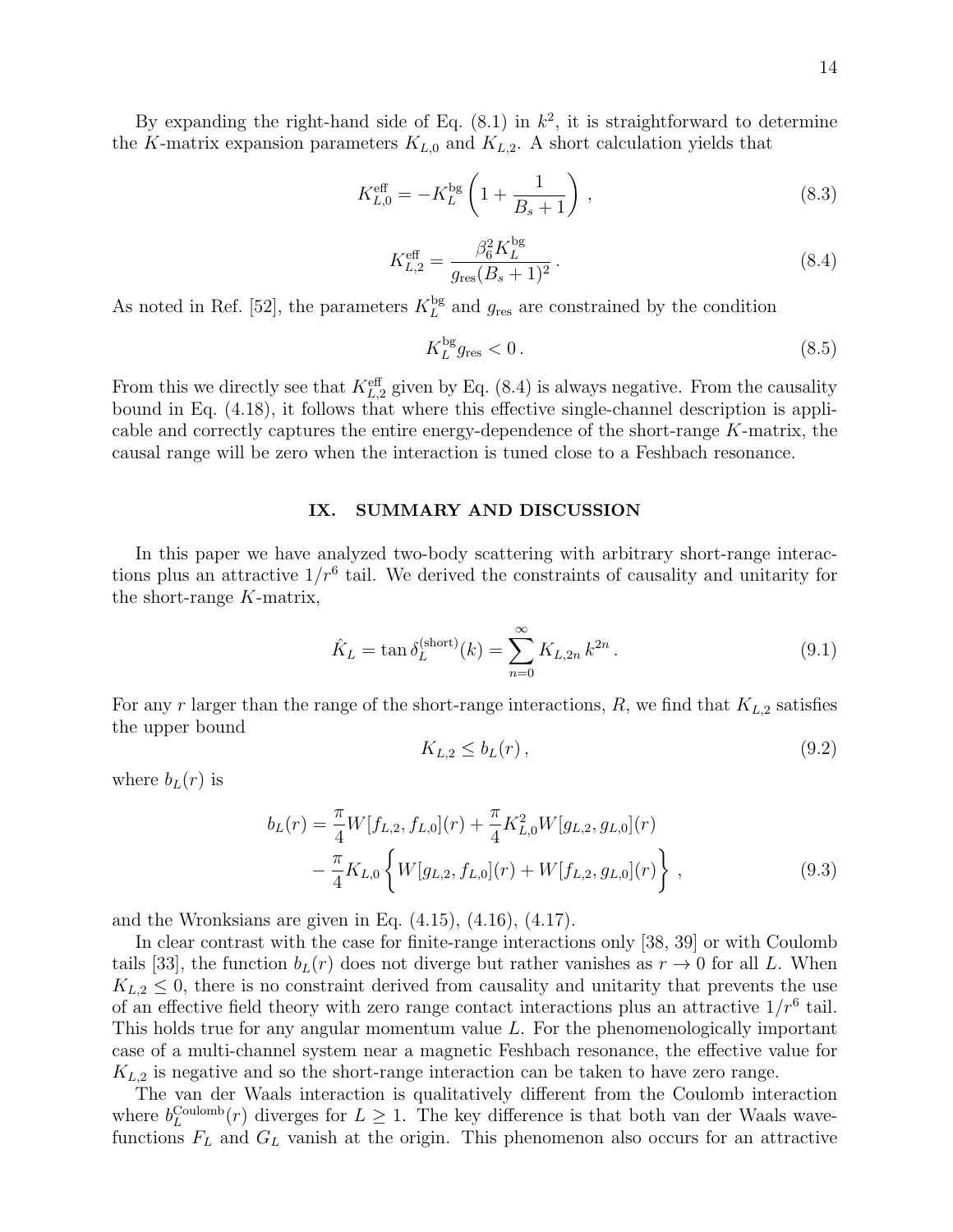By expanding the right-hand side of Eq. (8.1) in $k^2$, it is straightforward to determine the $K$-matrix expansion parameters $K_{L,0}$ and $K_{L,2}$. A short calculation yields that

$$K_{L,0}^{\text{eff}} = -K_L^{\text{bg}} \left( 1 + \frac{1}{B_s + 1} \right) , \tag{8.3}$$

$$K_{L,2}^{\text{eff}} = \frac{\beta_6^2 K_L^{\text{bg}}}{g_{\text{res}}(B_s + 1)^2} . \tag{8.4}$$

As noted in Ref. [52], the parameters $K_L^{\text{bg}}$ and $g_{\text{res}}$ are constrained by the condition

$$K_L^{\text{bg}} g_{\text{res}} < 0 . \tag{8.5}$$

From this we directly see that $K_{L,2}^{\text{eff}}$ given by Eq. (8.4) is always negative. From the causality bound in Eq. (4.18), it follows that where this effective single-channel description is applicable and correctly captures the entire energy-dependence of the short-range $K$-matrix, the causal range will be zero when the interaction is tuned close to a Feshbach resonance.

## IX. SUMMARY AND DISCUSSION

In this paper we have analyzed two-body scattering with arbitrary short-range interactions plus an attractive $1/r^6$ tail. We derived the constraints of causality and unitarity for the short-range $K$-matrix,

$$\hat{K}_L = \tan \delta_L^{(\text{short})}(k) = \sum_{n=0}^{\infty} K_{L,2n} \, k^{2n} . \tag{9.1}$$

For any $r$ larger than the range of the short-range interactions, $R$, we find that $K_{L,2}$ satisfies the upper bound

$$K_{L,2} \le b_L(r) , \tag{9.2}$$

where $b_L(r)$ is

$$\begin{aligned} b_L(r) = &\frac{\pi}{4} W[f_{L,2}, f_{L,0}](r) + \frac{\pi}{4} K_{L,0}^2 W[g_{L,2}, g_{L,0}](r) \\ &- \frac{\pi}{4} K_{L,0} \left\{ W[g_{L,2}, f_{L,0}](r) + W[f_{L,2}, g_{L,0}](r) \right\} , \end{aligned} \tag{9.3}$$

and the Wronksians are given in Eq. (4.15), (4.16), (4.17).

In clear contrast with the case for finite-range interactions only [38, 39] or with Coulomb tails [33], the function $b_L(r)$ does not diverge but rather vanishes as $r \to 0$ for all $L$. When $K_{L,2} \le 0$, there is no constraint derived from causality and unitarity that prevents the use of an effective field theory with zero range contact interactions plus an attractive $1/r^6$ tail. This holds true for any angular momentum value $L$. For the phenomenologically important case of a multi-channel system near a magnetic Feshbach resonance, the effective value for $K_{L,2}$ is negative and so the short-range interaction can be taken to have zero range.

The van der Waals interaction is qualitatively different from the Coulomb interaction where $b_L^{\text{Coulomb}}(r)$ diverges for $L \ge 1$. The key difference is that both van der Waals wavefunctions $F_L$ and $G_L$ vanish at the origin. This phenomenon also occurs for an attractive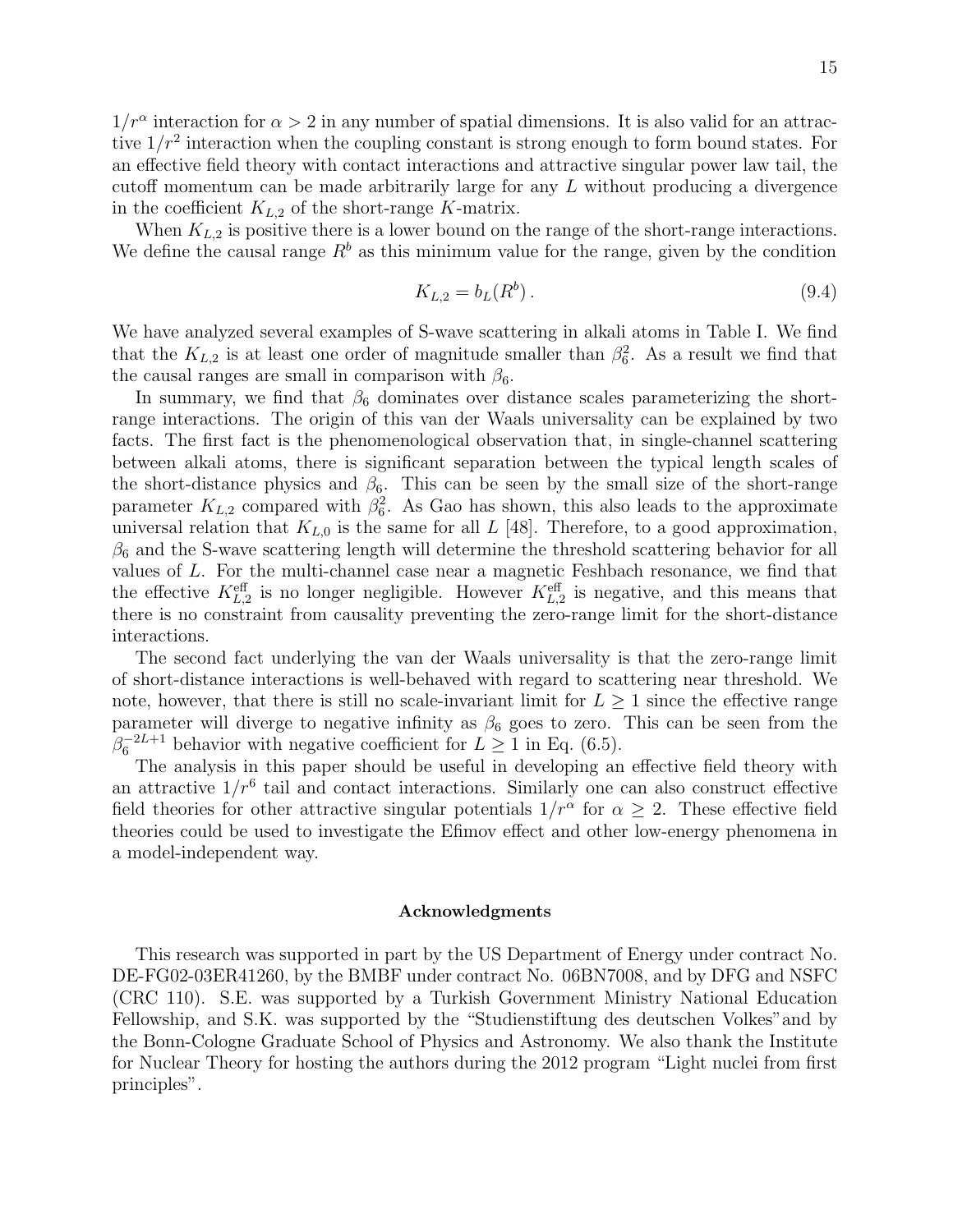$1/r^\alpha$ interaction for $\alpha > 2$ in any number of spatial dimensions. It is also valid for an attractive $1/r^2$ interaction when the coupling constant is strong enough to form bound states. For an effective field theory with contact interactions and attractive singular power law tail, the cutoff momentum can be made arbitrarily large for any $L$ without producing a divergence in the coefficient $K_{L,2}$ of the short-range $K$-matrix.

When $K_{L,2}$ is positive there is a lower bound on the range of the short-range interactions. We define the causal range $R^b$ as this minimum value for the range, given by the condition

$$K_{L,2} = b_L(R^b)\,. \tag{9.4}$$

We have analyzed several examples of S-wave scattering in alkali atoms in Table I. We find that the $K_{L,2}$ is at least one order of magnitude smaller than $\beta_6^2$. As a result we find that the causal ranges are small in comparison with $\beta_6$.

In summary, we find that $\beta_6$ dominates over distance scales parameterizing the short-range interactions. The origin of this van der Waals universality can be explained by two facts. The first fact is the phenomenological observation that, in single-channel scattering between alkali atoms, there is significant separation between the typical length scales of the short-distance physics and $\beta_6$. This can be seen by the small size of the short-range parameter $K_{L,2}$ compared with $\beta_6^2$. As Gao has shown, this also leads to the approximate universal relation that $K_{L,0}$ is the same for all $L$ [48]. Therefore, to a good approximation, $\beta_6$ and the S-wave scattering length will determine the threshold scattering behavior for all values of $L$. For the multi-channel case near a magnetic Feshbach resonance, we find that the effective $K^{\rm eff}_{L,2}$ is no longer negligible. However $K^{\rm eff}_{L,2}$ is negative, and this means that there is no constraint from causality preventing the zero-range limit for the short-distance interactions.

The second fact underlying the van der Waals universality is that the zero-range limit of short-distance interactions is well-behaved with regard to scattering near threshold. We note, however, that there is still no scale-invariant limit for $L \geq 1$ since the effective range parameter will diverge to negative infinity as $\beta_6$ goes to zero. This can be seen from the $\beta_6^{-2L+1}$ behavior with negative coefficient for $L \geq 1$ in Eq. (6.5).

The analysis in this paper should be useful in developing an effective field theory with an attractive $1/r^6$ tail and contact interactions. Similarly one can also construct effective field theories for other attractive singular potentials $1/r^\alpha$ for $\alpha \geq 2$. These effective field theories could be used to investigate the Efimov effect and other low-energy phenomena in a model-independent way.

### Acknowledgments

This research was supported in part by the US Department of Energy under contract No. DE-FG02-03ER41260, by the BMBF under contract No. 06BN7008, and by DFG and NSFC (CRC 110). S.E. was supported by a Turkish Government Ministry National Education Fellowship, and S.K. was supported by the "Studienstiftung des deutschen Volkes" and by the Bonn-Cologne Graduate School of Physics and Astronomy. We also thank the Institute for Nuclear Theory for hosting the authors during the 2012 program "Light nuclei from first principles".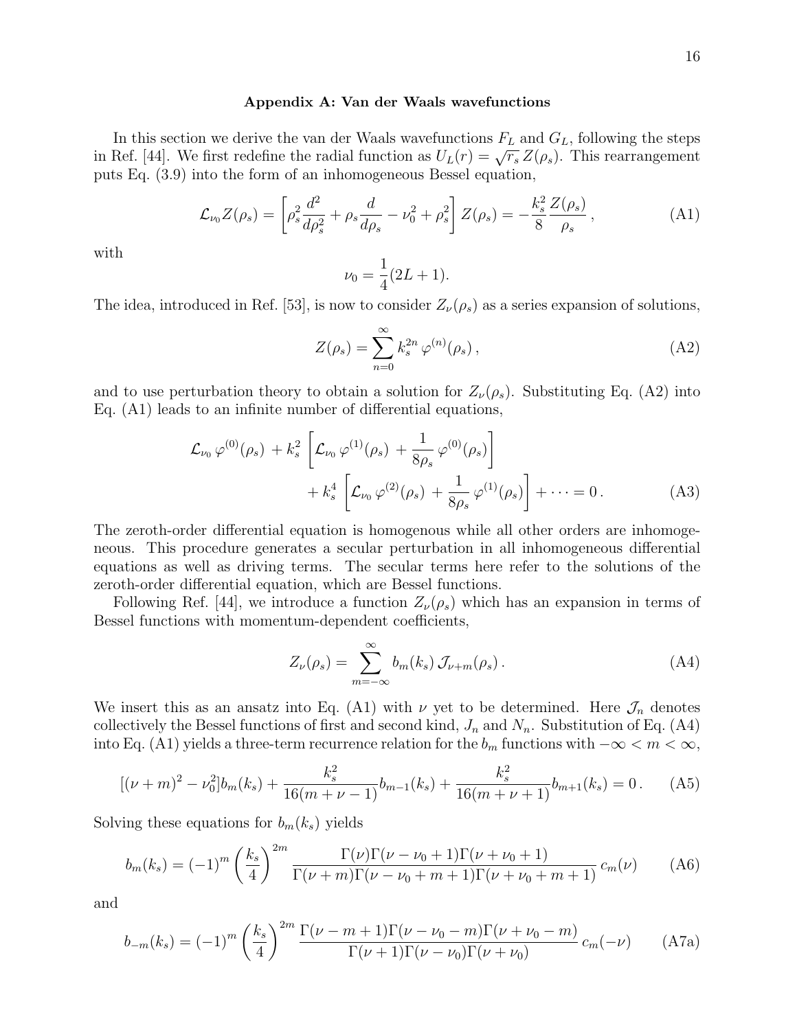### Appendix A: Van der Waals wavefunctions

In this section we derive the van der Waals wavefunctions $F_L$ and $G_L$, following the steps in Ref. [44]. We first redefine the radial function as $U_L(r) = \sqrt{r_s}\, Z(\rho_s)$. This rearrangement puts Eq. (3.9) into the form of an inhomogeneous Bessel equation,

$$\mathcal{L}_{\nu_0} Z(\rho_s) = \left[\rho_s^2 \frac{d^2}{d\rho_s^2} + \rho_s \frac{d}{d\rho_s} - \nu_0^2 + \rho_s^2\right] Z(\rho_s) = -\frac{k_s^2}{8}\frac{Z(\rho_s)}{\rho_s}\,, \tag{A1}$$

with

$$\nu_0 = \frac{1}{4}(2L+1).$$

The idea, introduced in Ref. [53], is now to consider $Z_\nu(\rho_s)$ as a series expansion of solutions,

$$Z(\rho_s) = \sum_{n=0}^{\infty} k_s^{2n}\, \varphi^{(n)}(\rho_s)\,, \tag{A2}$$

and to use perturbation theory to obtain a solution for $Z_\nu(\rho_s)$. Substituting Eq. (A2) into Eq. (A1) leads to an infinite number of differential equations,

$$\begin{aligned}\mathcal{L}_{\nu_0}\, \varphi^{(0)}(\rho_s) \,+ k_s^2 &\left[\mathcal{L}_{\nu_0}\, \varphi^{(1)}(\rho_s) \,+ \frac{1}{8\rho_s}\,\varphi^{(0)}(\rho_s)\right] \\ &+ k_s^4 \left[\mathcal{L}_{\nu_0}\, \varphi^{(2)}(\rho_s) \,+ \frac{1}{8\rho_s}\,\varphi^{(1)}(\rho_s)\right] + \cdots = 0\,.\end{aligned} \tag{A3}$$

The zeroth-order differential equation is homogenous while all other orders are inhomogeneous. This procedure generates a secular perturbation in all inhomogeneous differential equations as well as driving terms. The secular terms here refer to the solutions of the zeroth-order differential equation, which are Bessel functions.

Following Ref. [44], we introduce a function $Z_\nu(\rho_s)$ which has an expansion in terms of Bessel functions with momentum-dependent coefficients,

$$Z_\nu(\rho_s) = \sum_{m=-\infty}^{\infty} b_m(k_s)\, \mathcal{J}_{\nu+m}(\rho_s)\,. \tag{A4}$$

We insert this as an ansatz into Eq. (A1) with $\nu$ yet to be determined. Here $\mathcal{J}_n$ denotes collectively the Bessel functions of first and second kind, $J_n$ and $N_n$. Substitution of Eq. (A4) into Eq. (A1) yields a three-term recurrence relation for the $b_m$ functions with $-\infty < m < \infty$,

$$[(\nu+m)^2 - \nu_0^2] b_m(k_s) + \frac{k_s^2}{16(m+\nu-1)} b_{m-1}(k_s) + \frac{k_s^2}{16(m+\nu+1)} b_{m+1}(k_s) = 0\,. \tag{A5}$$

Solving these equations for $b_m(k_s)$ yields

$$b_m(k_s) = (-1)^m \left(\frac{k_s}{4}\right)^{2m} \frac{\Gamma(\nu)\Gamma(\nu-\nu_0+1)\Gamma(\nu+\nu_0+1)}{\Gamma(\nu+m)\Gamma(\nu-\nu_0+m+1)\Gamma(\nu+\nu_0+m+1)}\, c_m(\nu) \tag{A6}$$

and

$$b_{-m}(k_s) = (-1)^m \left(\frac{k_s}{4}\right)^{2m} \frac{\Gamma(\nu-m+1)\Gamma(\nu-\nu_0-m)\Gamma(\nu+\nu_0-m)}{\Gamma(\nu+1)\Gamma(\nu-\nu_0)\Gamma(\nu+\nu_0)}\, c_m(-\nu) \tag{A7a}$$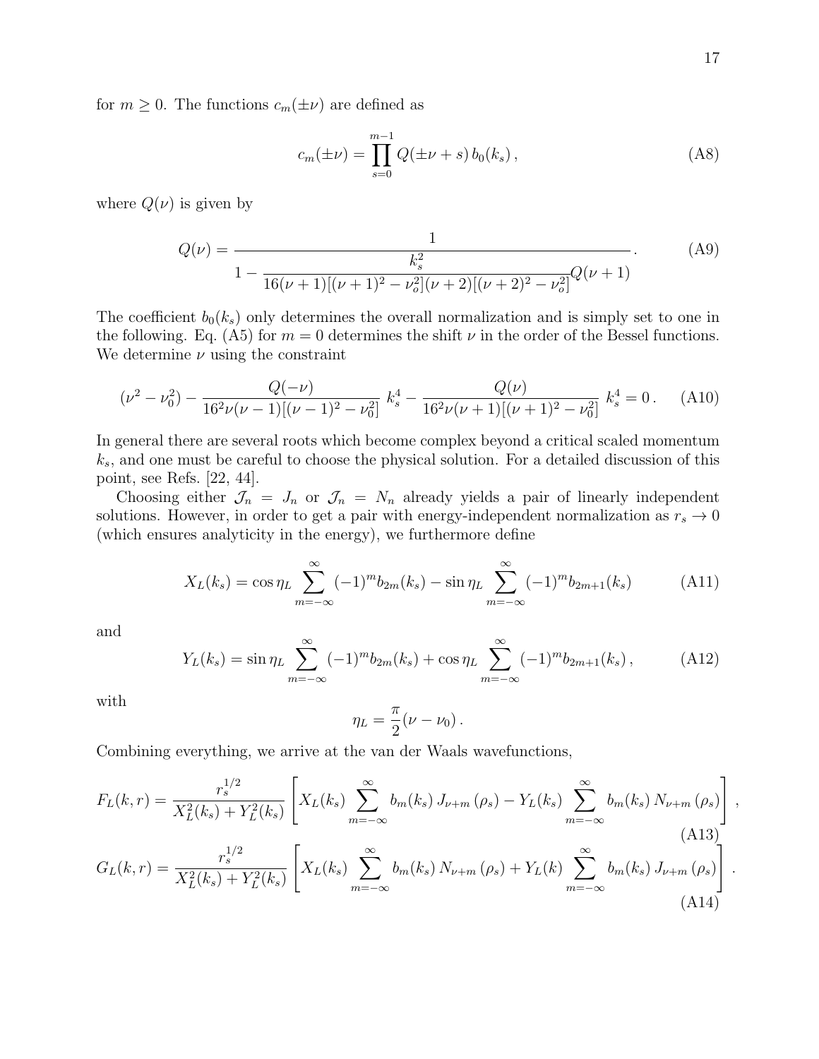for $m \geq 0$. The functions $c_m(\pm\nu)$ are defined as

$$c_m(\pm\nu) = \prod_{s=0}^{m-1} Q(\pm\nu + s)\, b_0(k_s)\,, \tag{A8}$$

where $Q(\nu)$ is given by

$$Q(\nu) = \frac{1}{1 - \dfrac{k_s^2}{16(\nu+1)[(\nu+1)^2 - \nu_o^2](\nu+2)[(\nu+2)^2 - \nu_o^2]} Q(\nu+1)}\,. \tag{A9}$$

The coefficient $b_0(k_s)$ only determines the overall normalization and is simply set to one in the following. Eq. (A5) for $m = 0$ determines the shift $\nu$ in the order of the Bessel functions. We determine $\nu$ using the constraint

$$(\nu^2 - \nu_0^2) - \frac{Q(-\nu)}{16^2\nu(\nu-1)[(\nu-1)^2 - \nu_0^2]}\; k_s^4 - \frac{Q(\nu)}{16^2\nu(\nu+1)[(\nu+1)^2 - \nu_0^2]}\; k_s^4 = 0\,. \tag{A10}$$

In general there are several roots which become complex beyond a critical scaled momentum $k_s$, and one must be careful to choose the physical solution. For a detailed discussion of this point, see Refs. [22, 44].

Choosing either $\mathcal{J}_n = J_n$ or $\mathcal{J}_n = N_n$ already yields a pair of linearly independent solutions. However, in order to get a pair with energy-independent normalization as $r_s \to 0$ (which ensures analyticity in the energy), we furthermore define

$$X_L(k_s) = \cos\eta_L \sum_{m=-\infty}^{\infty} (-1)^m b_{2m}(k_s) - \sin\eta_L \sum_{m=-\infty}^{\infty} (-1)^m b_{2m+1}(k_s) \tag{A11}$$

and

$$Y_L(k_s) = \sin\eta_L \sum_{m=-\infty}^{\infty} (-1)^m b_{2m}(k_s) + \cos\eta_L \sum_{m=-\infty}^{\infty} (-1)^m b_{2m+1}(k_s)\,, \tag{A12}$$

with

$$\eta_L = \frac{\pi}{2}(\nu - \nu_0)\,.$$

Combining everything, we arrive at the van der Waals wavefunctions,

$$F_L(k,r) = \frac{r_s^{1/2}}{X_L^2(k_s) + Y_L^2(k_s)} \left[ X_L(k_s) \sum_{m=-\infty}^{\infty} b_m(k_s)\, J_{\nu+m}(\rho_s) - Y_L(k_s) \sum_{m=-\infty}^{\infty} b_m(k_s)\, N_{\nu+m}(\rho_s) \right], \tag{A13}$$

$$G_L(k,r) = \frac{r_s^{1/2}}{X_L^2(k_s) + Y_L^2(k_s)} \left[ X_L(k_s) \sum_{m=-\infty}^{\infty} b_m(k_s)\, N_{\nu+m}(\rho_s) + Y_L(k) \sum_{m=-\infty}^{\infty} b_m(k_s)\, J_{\nu+m}(\rho_s) \right]. \tag{A14}$$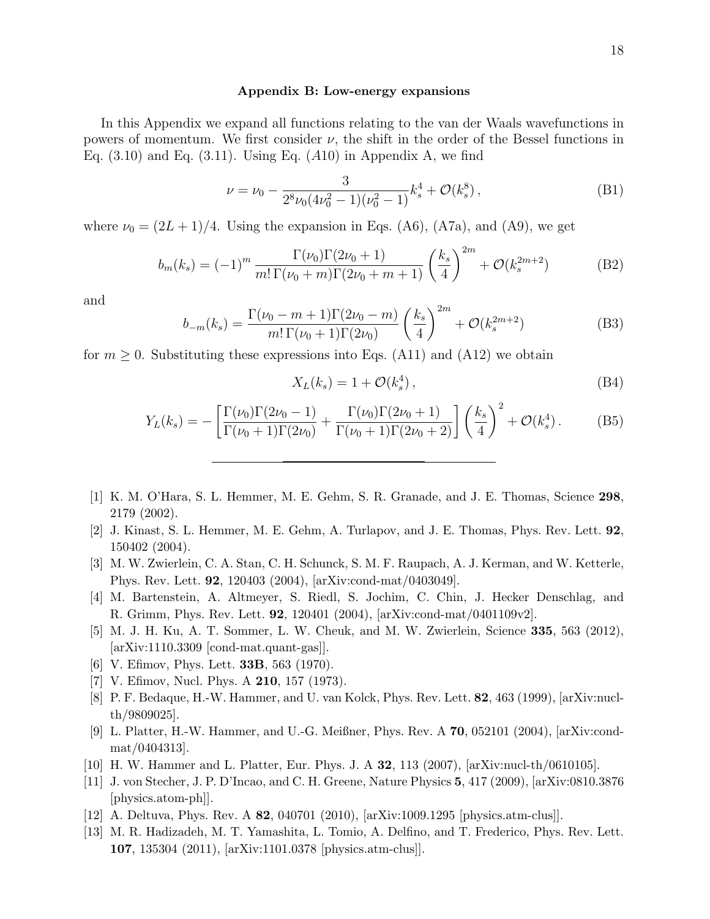### Appendix B: Low-energy expansions

In this Appendix we expand all functions relating to the van der Waals wavefunctions in powers of momentum. We first consider $\nu$, the shift in the order of the Bessel functions in Eq. (3.10) and Eq. (3.11). Using Eq. ($A10$) in Appendix A, we find

$$\nu = \nu_0 - \frac{3}{2^8 \nu_0 (4\nu_0^2 - 1)(\nu_0^2 - 1)} k_s^4 + \mathcal{O}(k_s^8)\,, \tag{B1}$$

where $\nu_0 = (2L+1)/4$. Using the expansion in Eqs. (A6), (A7a), and (A9), we get

$$b_m(k_s) = (-1)^m \frac{\Gamma(\nu_0)\Gamma(2\nu_0+1)}{m!\,\Gamma(\nu_0+m)\Gamma(2\nu_0+m+1)} \left(\frac{k_s}{4}\right)^{2m} + \mathcal{O}(k_s^{2m+2}) \tag{B2}$$

and

$$b_{-m}(k_s) = \frac{\Gamma(\nu_0-m+1)\Gamma(2\nu_0-m)}{m!\,\Gamma(\nu_0+1)\Gamma(2\nu_0)} \left(\frac{k_s}{4}\right)^{2m} + \mathcal{O}(k_s^{2m+2}) \tag{B3}$$

for $m \geq 0$. Substituting these expressions into Eqs. (A11) and (A12) we obtain

$$X_L(k_s) = 1 + \mathcal{O}(k_s^4)\,, \tag{B4}$$

$$Y_L(k_s) = -\left[\frac{\Gamma(\nu_0)\Gamma(2\nu_0-1)}{\Gamma(\nu_0+1)\Gamma(2\nu_0)} + \frac{\Gamma(\nu_0)\Gamma(2\nu_0+1)}{\Gamma(\nu_0+1)\Gamma(2\nu_0+2)}\right] \left(\frac{k_s}{4}\right)^2 + \mathcal{O}(k_s^4)\,. \tag{B5}$$

---

[1] K. M. O'Hara, S. L. Hemmer, M. E. Gehm, S. R. Granade, and J. E. Thomas, Science **298**, 2179 (2002).

[2] J. Kinast, S. L. Hemmer, M. E. Gehm, A. Turlapov, and J. E. Thomas, Phys. Rev. Lett. **92**, 150402 (2004).

[3] M. W. Zwierlein, C. A. Stan, C. H. Schunck, S. M. F. Raupach, A. J. Kerman, and W. Ketterle, Phys. Rev. Lett. **92**, 120403 (2004), [arXiv:cond-mat/0403049].

[4] M. Bartenstein, A. Altmeyer, S. Riedl, S. Jochim, C. Chin, J. Hecker Denschlag, and R. Grimm, Phys. Rev. Lett. **92**, 120401 (2004), [arXiv:cond-mat/0401109v2].

[5] M. J. H. Ku, A. T. Sommer, L. W. Cheuk, and M. W. Zwierlein, Science **335**, 563 (2012), [arXiv:1110.3309 [cond-mat.quant-gas]].

[6] V. Efimov, Phys. Lett. **33B**, 563 (1970).

[7] V. Efimov, Nucl. Phys. A **210**, 157 (1973).

[8] P. F. Bedaque, H.-W. Hammer, and U. van Kolck, Phys. Rev. Lett. **82**, 463 (1999), [arXiv:nucl-th/9809025].

[9] L. Platter, H.-W. Hammer, and U.-G. Meißner, Phys. Rev. A **70**, 052101 (2004), [arXiv:cond-mat/0404313].

[10] H. W. Hammer and L. Platter, Eur. Phys. J. A **32**, 113 (2007), [arXiv:nucl-th/0610105].

[11] J. von Stecher, J. P. D'Incao, and C. H. Greene, Nature Physics **5**, 417 (2009), [arXiv:0810.3876 [physics.atom-ph]].

[12] A. Deltuva, Phys. Rev. A **82**, 040701 (2010), [arXiv:1009.1295 [physics.atm-clus]].

[13] M. R. Hadizadeh, M. T. Yamashita, L. Tomio, A. Delfino, and T. Frederico, Phys. Rev. Lett. **107**, 135304 (2011), [arXiv:1101.0378 [physics.atm-clus]].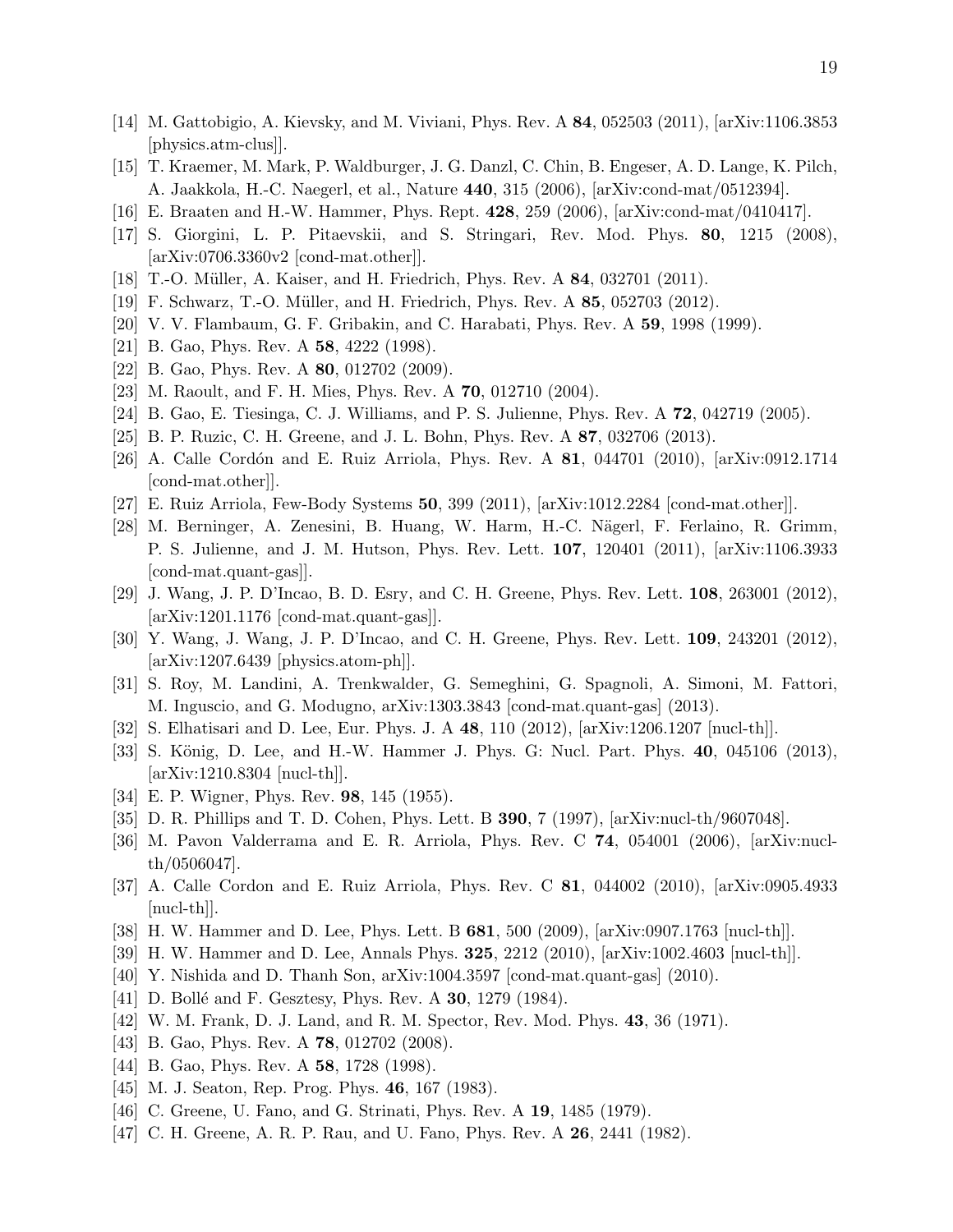[14] M. Gattobigio, A. Kievsky, and M. Viviani, Phys. Rev. A **84**, 052503 (2011), [arXiv:1106.3853 [physics.atm-clus]].

[15] T. Kraemer, M. Mark, P. Waldburger, J. G. Danzl, C. Chin, B. Engeser, A. D. Lange, K. Pilch, A. Jaakkola, H.-C. Naegerl, et al., Nature **440**, 315 (2006), [arXiv:cond-mat/0512394].

[16] E. Braaten and H.-W. Hammer, Phys. Rept. **428**, 259 (2006), [arXiv:cond-mat/0410417].

[17] S. Giorgini, L. P. Pitaevskii, and S. Stringari, Rev. Mod. Phys. **80**, 1215 (2008), [arXiv:0706.3360v2 [cond-mat.other]].

[18] T.-O. Müller, A. Kaiser, and H. Friedrich, Phys. Rev. A **84**, 032701 (2011).

[19] F. Schwarz, T.-O. Müller, and H. Friedrich, Phys. Rev. A **85**, 052703 (2012).

[20] V. V. Flambaum, G. F. Gribakin, and C. Harabati, Phys. Rev. A **59**, 1998 (1999).

[21] B. Gao, Phys. Rev. A **58**, 4222 (1998).

[22] B. Gao, Phys. Rev. A **80**, 012702 (2009).

[23] M. Raoult, and F. H. Mies, Phys. Rev. A **70**, 012710 (2004).

[24] B. Gao, E. Tiesinga, C. J. Williams, and P. S. Julienne, Phys. Rev. A **72**, 042719 (2005).

[25] B. P. Ruzic, C. H. Greene, and J. L. Bohn, Phys. Rev. A **87**, 032706 (2013).

[26] A. Calle Cordón and E. Ruiz Arriola, Phys. Rev. A **81**, 044701 (2010), [arXiv:0912.1714 [cond-mat.other]].

[27] E. Ruiz Arriola, Few-Body Systems **50**, 399 (2011), [arXiv:1012.2284 [cond-mat.other]].

[28] M. Berninger, A. Zenesini, B. Huang, W. Harm, H.-C. Nägerl, F. Ferlaino, R. Grimm, P. S. Julienne, and J. M. Hutson, Phys. Rev. Lett. **107**, 120401 (2011), [arXiv:1106.3933 [cond-mat.quant-gas]].

[29] J. Wang, J. P. D'Incao, B. D. Esry, and C. H. Greene, Phys. Rev. Lett. **108**, 263001 (2012), [arXiv:1201.1176 [cond-mat.quant-gas]].

[30] Y. Wang, J. Wang, J. P. D'Incao, and C. H. Greene, Phys. Rev. Lett. **109**, 243201 (2012), [arXiv:1207.6439 [physics.atom-ph]].

[31] S. Roy, M. Landini, A. Trenkwalder, G. Semeghini, G. Spagnoli, A. Simoni, M. Fattori, M. Inguscio, and G. Modugno, arXiv:1303.3843 [cond-mat.quant-gas] (2013).

[32] S. Elhatisari and D. Lee, Eur. Phys. J. A **48**, 110 (2012), [arXiv:1206.1207 [nucl-th]].

[33] S. König, D. Lee, and H.-W. Hammer J. Phys. G: Nucl. Part. Phys. **40**, 045106 (2013), [arXiv:1210.8304 [nucl-th]].

[34] E. P. Wigner, Phys. Rev. **98**, 145 (1955).

[35] D. R. Phillips and T. D. Cohen, Phys. Lett. B **390**, 7 (1997), [arXiv:nucl-th/9607048].

[36] M. Pavon Valderrama and E. R. Arriola, Phys. Rev. C **74**, 054001 (2006), [arXiv:nucl-th/0506047].

[37] A. Calle Cordon and E. Ruiz Arriola, Phys. Rev. C **81**, 044002 (2010), [arXiv:0905.4933 [nucl-th]].

[38] H. W. Hammer and D. Lee, Phys. Lett. B **681**, 500 (2009), [arXiv:0907.1763 [nucl-th]].

[39] H. W. Hammer and D. Lee, Annals Phys. **325**, 2212 (2010), [arXiv:1002.4603 [nucl-th]].

[40] Y. Nishida and D. Thanh Son, arXiv:1004.3597 [cond-mat.quant-gas] (2010).

[41] D. Bollé and F. Gesztesy, Phys. Rev. A **30**, 1279 (1984).

[42] W. M. Frank, D. J. Land, and R. M. Spector, Rev. Mod. Phys. **43**, 36 (1971).

[43] B. Gao, Phys. Rev. A **78**, 012702 (2008).

[44] B. Gao, Phys. Rev. A **58**, 1728 (1998).

[45] M. J. Seaton, Rep. Prog. Phys. **46**, 167 (1983).

[46] C. Greene, U. Fano, and G. Strinati, Phys. Rev. A **19**, 1485 (1979).

[47] C. H. Greene, A. R. P. Rau, and U. Fano, Phys. Rev. A **26**, 2441 (1982).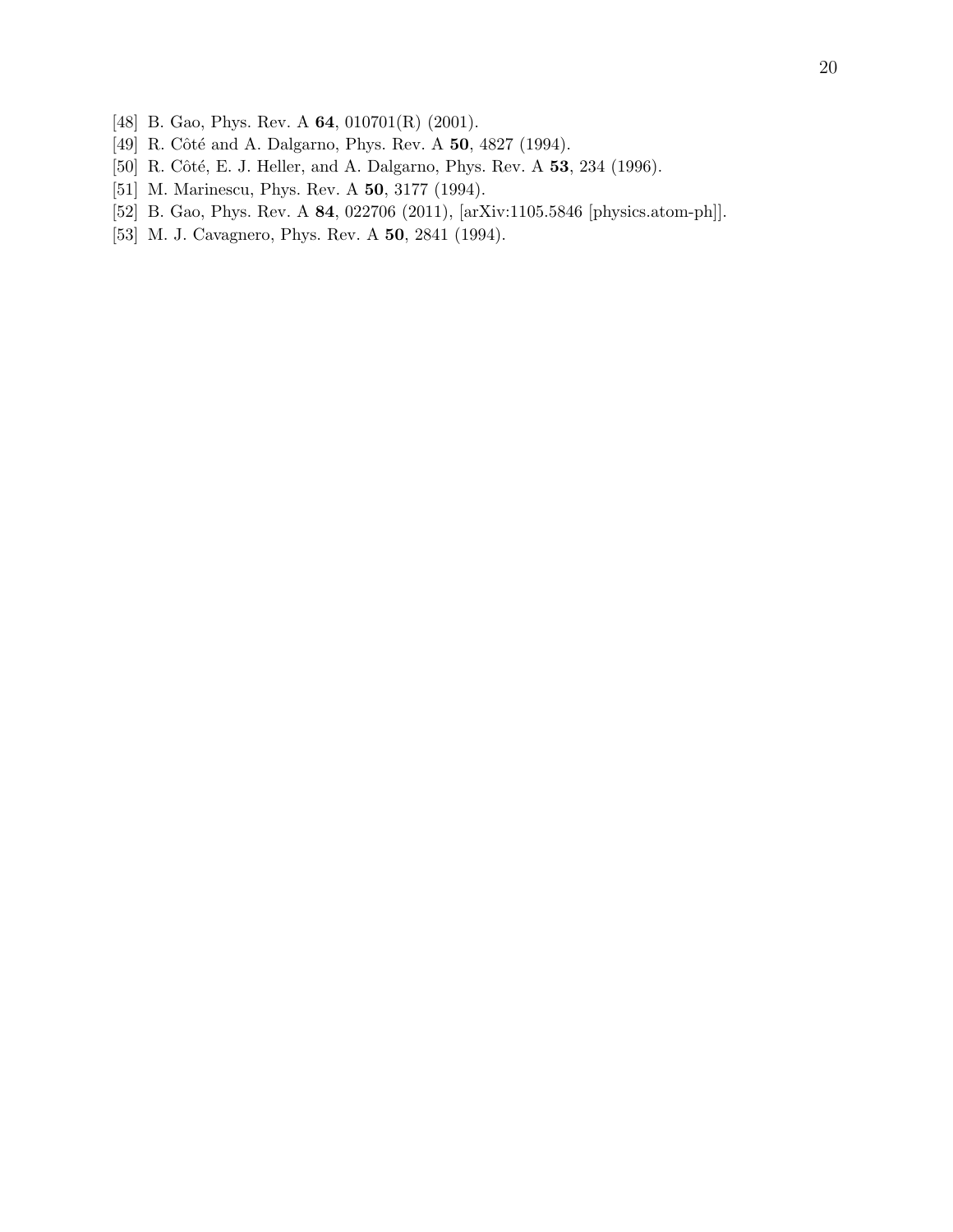[48] B. Gao, Phys. Rev. A **64**, 010701(R) (2001).

[49] R. Côté and A. Dalgarno, Phys. Rev. A **50**, 4827 (1994).

[50] R. Côté, E. J. Heller, and A. Dalgarno, Phys. Rev. A **53**, 234 (1996).

[51] M. Marinescu, Phys. Rev. A **50**, 3177 (1994).

[52] B. Gao, Phys. Rev. A **84**, 022706 (2011), [arXiv:1105.5846 [physics.atom-ph]].

[53] M. J. Cavagnero, Phys. Rev. A **50**, 2841 (1994).